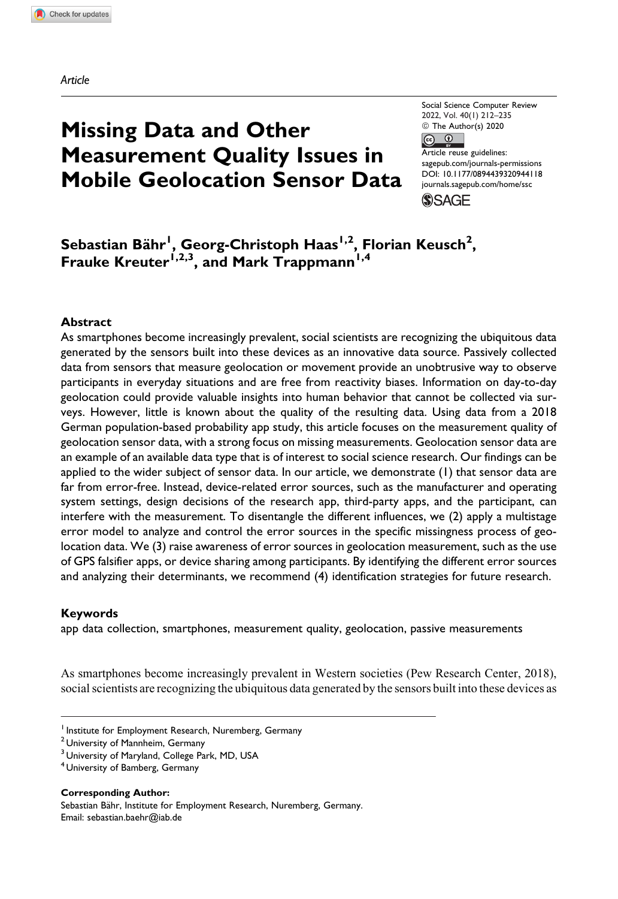*Article*

# Missing Data and Other Measurement Quality Issues in Mobile Geolocation Sensor Data

Social Science Computer Review
2022, Vol. 40(1) 212–235
© The Author(s) 2020
Article reuse guidelines:
sagepub.com/journals-permissions
DOI: 10.1177/0894439320944118
journals.sagepub.com/home/ssc

**Sebastian Bähr[1], Georg-Christoph Haas[1,2], Florian Keusch[2], Frauke Kreuter[1,2,3], and Mark Trappmann[1,4]**

### Abstract

As smartphones become increasingly prevalent, social scientists are recognizing the ubiquitous data generated by the sensors built into these devices as an innovative data source. Passively collected data from sensors that measure geolocation or movement provide an unobtrusive way to observe participants in everyday situations and are free from reactivity biases. Information on day-to-day geolocation could provide valuable insights into human behavior that cannot be collected via surveys. However, little is known about the quality of the resulting data. Using data from a 2018 German population-based probability app study, this article focuses on the measurement quality of geolocation sensor data, with a strong focus on missing measurements. Geolocation sensor data are an example of an available data type that is of interest to social science research. Our findings can be applied to the wider subject of sensor data. In our article, we demonstrate (1) that sensor data are far from error-free. Instead, device-related error sources, such as the manufacturer and operating system settings, design decisions of the research app, third-party apps, and the participant, can interfere with the measurement. To disentangle the different influences, we (2) apply a multistage error model to analyze and control the error sources in the specific missingness process of geolocation data. We (3) raise awareness of error sources in geolocation measurement, such as the use of GPS falsifier apps, or device sharing among participants. By identifying the different error sources and analyzing their determinants, we recommend (4) identification strategies for future research.

### Keywords

app data collection, smartphones, measurement quality, geolocation, passive measurements

As smartphones become increasingly prevalent in Western societies (Pew Research Center, 2018), social scientists are recognizing the ubiquitous data generated by the sensors built into these devices as

[1] Institute for Employment Research, Nuremberg, Germany
[2] University of Mannheim, Germany
[3] University of Maryland, College Park, MD, USA
[4] University of Bamberg, Germany

**Corresponding Author:**
Sebastian Bähr, Institute for Employment Research, Nuremberg, Germany.
Email: sebastian.baehr@iab.de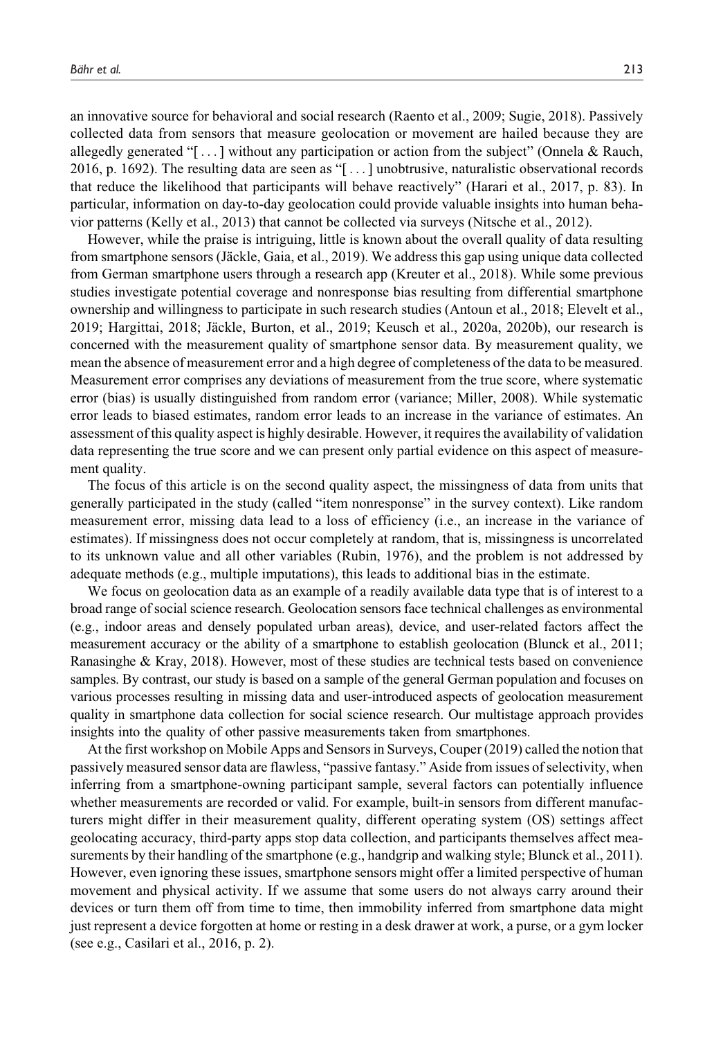an innovative source for behavioral and social research (Raento et al., 2009; Sugie, 2018). Passively collected data from sensors that measure geolocation or movement are hailed because they are allegedly generated "[ . . . ] without any participation or action from the subject" (Onnela & Rauch, 2016, p. 1692). The resulting data are seen as "[ . . . ] unobtrusive, naturalistic observational records that reduce the likelihood that participants will behave reactively" (Harari et al., 2017, p. 83). In particular, information on day-to-day geolocation could provide valuable insights into human behavior patterns (Kelly et al., 2013) that cannot be collected via surveys (Nitsche et al., 2012).

However, while the praise is intriguing, little is known about the overall quality of data resulting from smartphone sensors (Jäckle, Gaia, et al., 2019). We address this gap using unique data collected from German smartphone users through a research app (Kreuter et al., 2018). While some previous studies investigate potential coverage and nonresponse bias resulting from differential smartphone ownership and willingness to participate in such research studies (Antoun et al., 2018; Elevelt et al., 2019; Hargittai, 2018; Jäckle, Burton, et al., 2019; Keusch et al., 2020a, 2020b), our research is concerned with the measurement quality of smartphone sensor data. By measurement quality, we mean the absence of measurement error and a high degree of completeness of the data to be measured. Measurement error comprises any deviations of measurement from the true score, where systematic error (bias) is usually distinguished from random error (variance; Miller, 2008). While systematic error leads to biased estimates, random error leads to an increase in the variance of estimates. An assessment of this quality aspect is highly desirable. However, it requires the availability of validation data representing the true score and we can present only partial evidence on this aspect of measurement quality.

The focus of this article is on the second quality aspect, the missingness of data from units that generally participated in the study (called "item nonresponse" in the survey context). Like random measurement error, missing data lead to a loss of efficiency (i.e., an increase in the variance of estimates). If missingness does not occur completely at random, that is, missingness is uncorrelated to its unknown value and all other variables (Rubin, 1976), and the problem is not addressed by adequate methods (e.g., multiple imputations), this leads to additional bias in the estimate.

We focus on geolocation data as an example of a readily available data type that is of interest to a broad range of social science research. Geolocation sensors face technical challenges as environmental (e.g., indoor areas and densely populated urban areas), device, and user-related factors affect the measurement accuracy or the ability of a smartphone to establish geolocation (Blunck et al., 2011; Ranasinghe & Kray, 2018). However, most of these studies are technical tests based on convenience samples. By contrast, our study is based on a sample of the general German population and focuses on various processes resulting in missing data and user-introduced aspects of geolocation measurement quality in smartphone data collection for social science research. Our multistage approach provides insights into the quality of other passive measurements taken from smartphones.

At the first workshop on Mobile Apps and Sensors in Surveys, Couper (2019) called the notion that passively measured sensor data are flawless, "passive fantasy." Aside from issues of selectivity, when inferring from a smartphone-owning participant sample, several factors can potentially influence whether measurements are recorded or valid. For example, built-in sensors from different manufacturers might differ in their measurement quality, different operating system (OS) settings affect geolocating accuracy, third-party apps stop data collection, and participants themselves affect measurements by their handling of the smartphone (e.g., handgrip and walking style; Blunck et al., 2011). However, even ignoring these issues, smartphone sensors might offer a limited perspective of human movement and physical activity. If we assume that some users do not always carry around their devices or turn them off from time to time, then immobility inferred from smartphone data might just represent a device forgotten at home or resting in a desk drawer at work, a purse, or a gym locker (see e.g., Casilari et al., 2016, p. 2).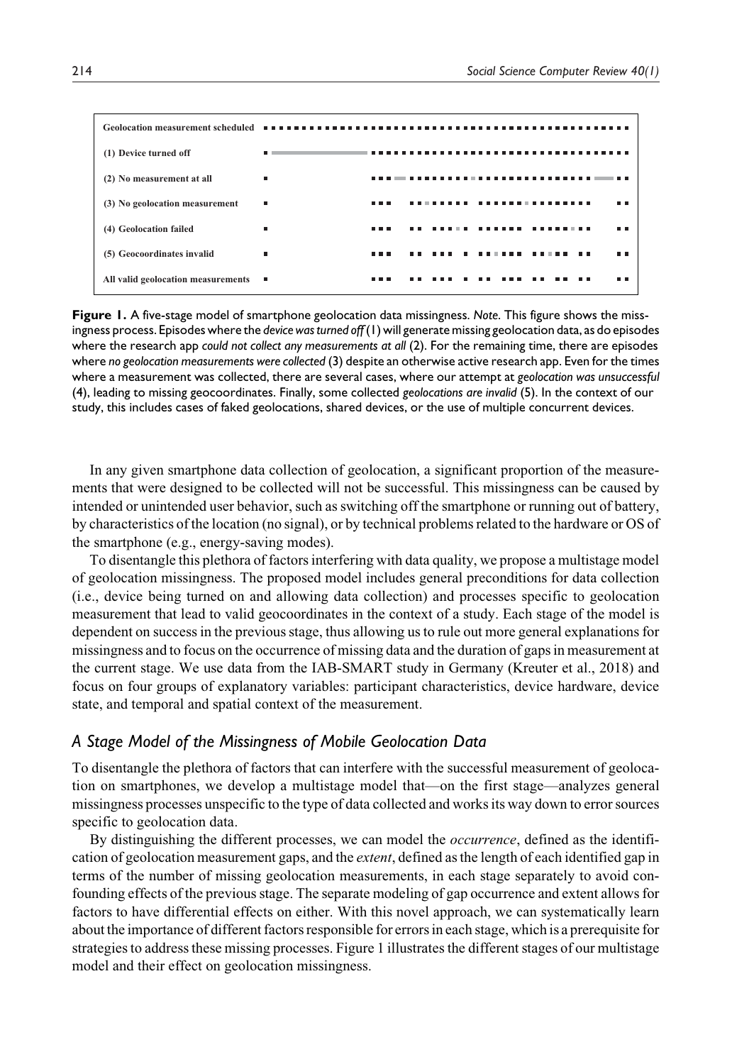Geolocation measurement scheduled

(1) Device turned off

(2) No measurement at all

(3) No geolocation measurement

(4) Geolocation failed

(5) Geocoordinates invalid

All valid geolocation measurements

**Figure 1.** A five-stage model of smartphone geolocation data missingness. *Note*. This figure shows the missingness process. Episodes where the *device was turned off* (1) will generate missing geolocation data, as do episodes where the research app *could not collect any measurements at all* (2). For the remaining time, there are episodes where *no geolocation measurements were collected* (3) despite an otherwise active research app. Even for the times where a measurement was collected, there are several cases, where our attempt at *geolocation was unsuccessful* (4), leading to missing geocoordinates. Finally, some collected *geolocations are invalid* (5). In the context of our study, this includes cases of faked geolocations, shared devices, or the use of multiple concurrent devices.

In any given smartphone data collection of geolocation, a significant proportion of the measurements that were designed to be collected will not be successful. This missingness can be caused by intended or unintended user behavior, such as switching off the smartphone or running out of battery, by characteristics of the location (no signal), or by technical problems related to the hardware or OS of the smartphone (e.g., energy-saving modes).

To disentangle this plethora of factors interfering with data quality, we propose a multistage model of geolocation missingness. The proposed model includes general preconditions for data collection (i.e., device being turned on and allowing data collection) and processes specific to geolocation measurement that lead to valid geocoordinates in the context of a study. Each stage of the model is dependent on success in the previous stage, thus allowing us to rule out more general explanations for missingness and to focus on the occurrence of missing data and the duration of gaps in measurement at the current stage. We use data from the IAB-SMART study in Germany (Kreuter et al., 2018) and focus on four groups of explanatory variables: participant characteristics, device hardware, device state, and temporal and spatial context of the measurement.

## *A Stage Model of the Missingness of Mobile Geolocation Data*

To disentangle the plethora of factors that can interfere with the successful measurement of geolocation on smartphones, we develop a multistage model that—on the first stage—analyzes general missingness processes unspecific to the type of data collected and works its way down to error sources specific to geolocation data.

By distinguishing the different processes, we can model the *occurrence*, defined as the identification of geolocation measurement gaps, and the *extent*, defined as the length of each identified gap in terms of the number of missing geolocation measurements, in each stage separately to avoid confounding effects of the previous stage. The separate modeling of gap occurrence and extent allows for factors to have differential effects on either. With this novel approach, we can systematically learn about the importance of different factors responsible for errors in each stage, which is a prerequisite for strategies to address these missing processes. Figure 1 illustrates the different stages of our multistage model and their effect on geolocation missingness.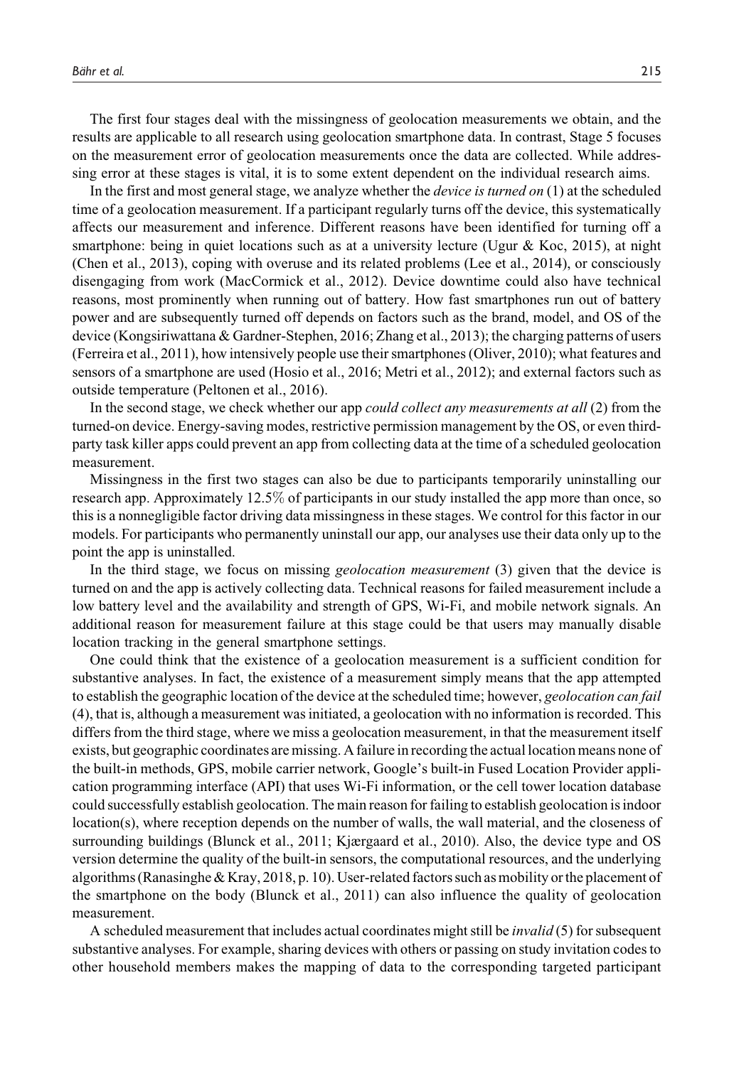The first four stages deal with the missingness of geolocation measurements we obtain, and the results are applicable to all research using geolocation smartphone data. In contrast, Stage 5 focuses on the measurement error of geolocation measurements once the data are collected. While addressing error at these stages is vital, it is to some extent dependent on the individual research aims.

In the first and most general stage, we analyze whether the *device is turned on* (1) at the scheduled time of a geolocation measurement. If a participant regularly turns off the device, this systematically affects our measurement and inference. Different reasons have been identified for turning off a smartphone: being in quiet locations such as at a university lecture (Ugur & Koc, 2015), at night (Chen et al., 2013), coping with overuse and its related problems (Lee et al., 2014), or consciously disengaging from work (MacCormick et al., 2012). Device downtime could also have technical reasons, most prominently when running out of battery. How fast smartphones run out of battery power and are subsequently turned off depends on factors such as the brand, model, and OS of the device (Kongsiriwattana & Gardner-Stephen, 2016; Zhang et al., 2013); the charging patterns of users (Ferreira et al., 2011), how intensively people use their smartphones (Oliver, 2010); what features and sensors of a smartphone are used (Hosio et al., 2016; Metri et al., 2012); and external factors such as outside temperature (Peltonen et al., 2016).

In the second stage, we check whether our app *could collect any measurements at all* (2) from the turned-on device. Energy-saving modes, restrictive permission management by the OS, or even third-party task killer apps could prevent an app from collecting data at the time of a scheduled geolocation measurement.

Missingness in the first two stages can also be due to participants temporarily uninstalling our research app. Approximately 12.5% of participants in our study installed the app more than once, so this is a nonnegligible factor driving data missingness in these stages. We control for this factor in our models. For participants who permanently uninstall our app, our analyses use their data only up to the point the app is uninstalled.

In the third stage, we focus on missing *geolocation measurement* (3) given that the device is turned on and the app is actively collecting data. Technical reasons for failed measurement include a low battery level and the availability and strength of GPS, Wi-Fi, and mobile network signals. An additional reason for measurement failure at this stage could be that users may manually disable location tracking in the general smartphone settings.

One could think that the existence of a geolocation measurement is a sufficient condition for substantive analyses. In fact, the existence of a measurement simply means that the app attempted to establish the geographic location of the device at the scheduled time; however, *geolocation can fail* (4), that is, although a measurement was initiated, a geolocation with no information is recorded. This differs from the third stage, where we miss a geolocation measurement, in that the measurement itself exists, but geographic coordinates are missing. A failure in recording the actual location means none of the built-in methods, GPS, mobile carrier network, Google's built-in Fused Location Provider application programming interface (API) that uses Wi-Fi information, or the cell tower location database could successfully establish geolocation. The main reason for failing to establish geolocation is indoor location(s), where reception depends on the number of walls, the wall material, and the closeness of surrounding buildings (Blunck et al., 2011; Kjærgaard et al., 2010). Also, the device type and OS version determine the quality of the built-in sensors, the computational resources, and the underlying algorithms (Ranasinghe & Kray, 2018, p. 10). User-related factors such as mobility or the placement of the smartphone on the body (Blunck et al., 2011) can also influence the quality of geolocation measurement.

A scheduled measurement that includes actual coordinates might still be *invalid* (5) for subsequent substantive analyses. For example, sharing devices with others or passing on study invitation codes to other household members makes the mapping of data to the corresponding targeted participant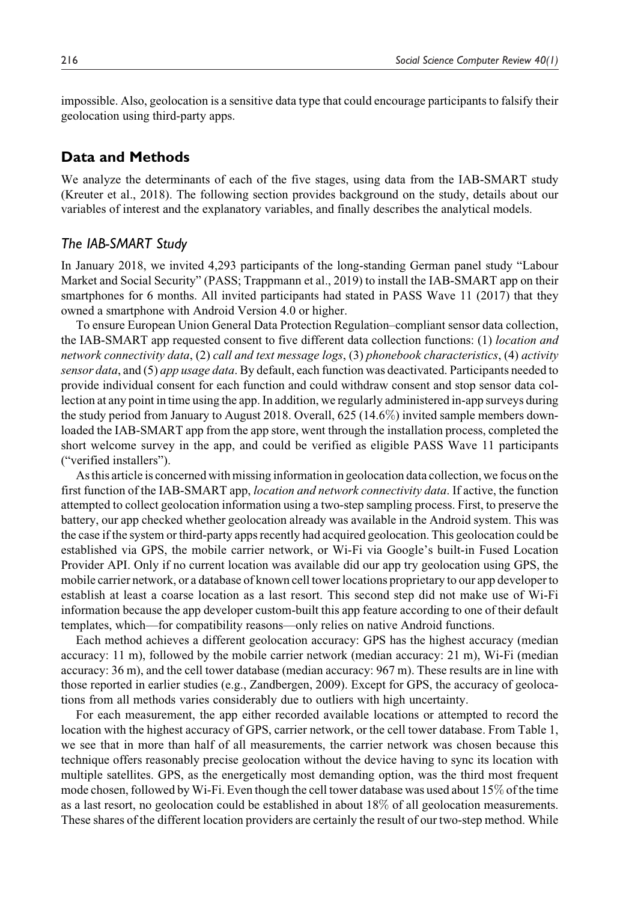impossible. Also, geolocation is a sensitive data type that could encourage participants to falsify their geolocation using third-party apps.

## Data and Methods

We analyze the determinants of each of the five stages, using data from the IAB-SMART study (Kreuter et al., 2018). The following section provides background on the study, details about our variables of interest and the explanatory variables, and finally describes the analytical models.

### *The IAB-SMART Study*

In January 2018, we invited 4,293 participants of the long-standing German panel study "Labour Market and Social Security" (PASS; Trappmann et al., 2019) to install the IAB-SMART app on their smartphones for 6 months. All invited participants had stated in PASS Wave 11 (2017) that they owned a smartphone with Android Version 4.0 or higher.

To ensure European Union General Data Protection Regulation–compliant sensor data collection, the IAB-SMART app requested consent to five different data collection functions: (1) *location and network connectivity data*, (2) *call and text message logs*, (3) *phonebook characteristics*, (4) *activity sensor data*, and (5) *app usage data*. By default, each function was deactivated. Participants needed to provide individual consent for each function and could withdraw consent and stop sensor data collection at any point in time using the app. In addition, we regularly administered in-app surveys during the study period from January to August 2018. Overall, 625 (14.6%) invited sample members downloaded the IAB-SMART app from the app store, went through the installation process, completed the short welcome survey in the app, and could be verified as eligible PASS Wave 11 participants ("verified installers").

As this article is concerned with missing information in geolocation data collection, we focus on the first function of the IAB-SMART app, *location and network connectivity data*. If active, the function attempted to collect geolocation information using a two-step sampling process. First, to preserve the battery, our app checked whether geolocation already was available in the Android system. This was the case if the system or third-party apps recently had acquired geolocation. This geolocation could be established via GPS, the mobile carrier network, or Wi-Fi via Google's built-in Fused Location Provider API. Only if no current location was available did our app try geolocation using GPS, the mobile carrier network, or a database of known cell tower locations proprietary to our app developer to establish at least a coarse location as a last resort. This second step did not make use of Wi-Fi information because the app developer custom-built this app feature according to one of their default templates, which—for compatibility reasons—only relies on native Android functions.

Each method achieves a different geolocation accuracy: GPS has the highest accuracy (median accuracy: 11 m), followed by the mobile carrier network (median accuracy: 21 m), Wi-Fi (median accuracy: 36 m), and the cell tower database (median accuracy: 967 m). These results are in line with those reported in earlier studies (e.g., Zandbergen, 2009). Except for GPS, the accuracy of geolocations from all methods varies considerably due to outliers with high uncertainty.

For each measurement, the app either recorded available locations or attempted to record the location with the highest accuracy of GPS, carrier network, or the cell tower database. From Table 1, we see that in more than half of all measurements, the carrier network was chosen because this technique offers reasonably precise geolocation without the device having to sync its location with multiple satellites. GPS, as the energetically most demanding option, was the third most frequent mode chosen, followed by Wi-Fi. Even though the cell tower database was used about 15% of the time as a last resort, no geolocation could be established in about 18% of all geolocation measurements. These shares of the different location providers are certainly the result of our two-step method. While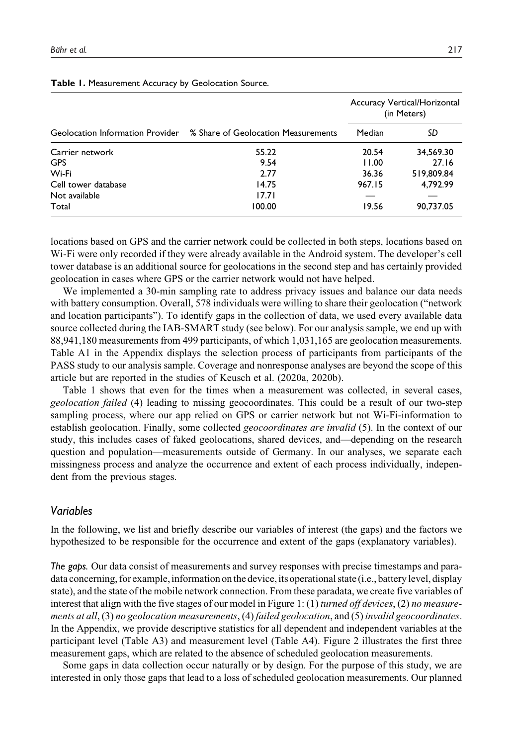**Table 1.** Measurement Accuracy by Geolocation Source.

| Geolocation Information Provider | % Share of Geolocation Measurements | Accuracy Vertical/Horizontal (in Meters) | |
|---|---|---|---|
| | | Median | SD |
| Carrier network | 55.22 | 20.54 | 34,569.30 |
| GPS | 9.54 | 11.00 | 27.16 |
| Wi-Fi | 2.77 | 36.36 | 519,809.84 |
| Cell tower database | 14.75 | 967.15 | 4,792.99 |
| Not available | 17.71 | — | — |
| Total | 100.00 | 19.56 | 90,737.05 |

locations based on GPS and the carrier network could be collected in both steps, locations based on Wi-Fi were only recorded if they were already available in the Android system. The developer's cell tower database is an additional source for geolocations in the second step and has certainly provided geolocation in cases where GPS or the carrier network would not have helped.

We implemented a 30-min sampling rate to address privacy issues and balance our data needs with battery consumption. Overall, 578 individuals were willing to share their geolocation ("network and location participants"). To identify gaps in the collection of data, we used every available data source collected during the IAB-SMART study (see below). For our analysis sample, we end up with 88,941,180 measurements from 499 participants, of which 1,031,165 are geolocation measurements. Table A1 in the Appendix displays the selection process of participants from participants of the PASS study to our analysis sample. Coverage and nonresponse analyses are beyond the scope of this article but are reported in the studies of Keusch et al. (2020a, 2020b).

Table 1 shows that even for the times when a measurement was collected, in several cases, *geolocation failed* (4) leading to missing geocoordinates. This could be a result of our two-step sampling process, where our app relied on GPS or carrier network but not Wi-Fi-information to establish geolocation. Finally, some collected *geocoordinates are invalid* (5). In the context of our study, this includes cases of faked geolocations, shared devices, and—depending on the research question and population—measurements outside of Germany. In our analyses, we separate each missingness process and analyze the occurrence and extent of each process individually, independent from the previous stages.

## Variables

In the following, we list and briefly describe our variables of interest (the gaps) and the factors we hypothesized to be responsible for the occurrence and extent of the gaps (explanatory variables).

*The gaps.* Our data consist of measurements and survey responses with precise timestamps and paradata concerning, for example, information on the device, its operational state (i.e., battery level, display state), and the state of the mobile network connection. From these paradata, we create five variables of interest that align with the five stages of our model in Figure 1: (1) *turned off devices*, (2) *no measurements at all*, (3) *no geolocation measurements*, (4) *failed geolocation*, and (5) *invalid geocoordinates*. In the Appendix, we provide descriptive statistics for all dependent and independent variables at the participant level (Table A3) and measurement level (Table A4). Figure 2 illustrates the first three measurement gaps, which are related to the absence of scheduled geolocation measurements.

Some gaps in data collection occur naturally or by design. For the purpose of this study, we are interested in only those gaps that lead to a loss of scheduled geolocation measurements. Our planned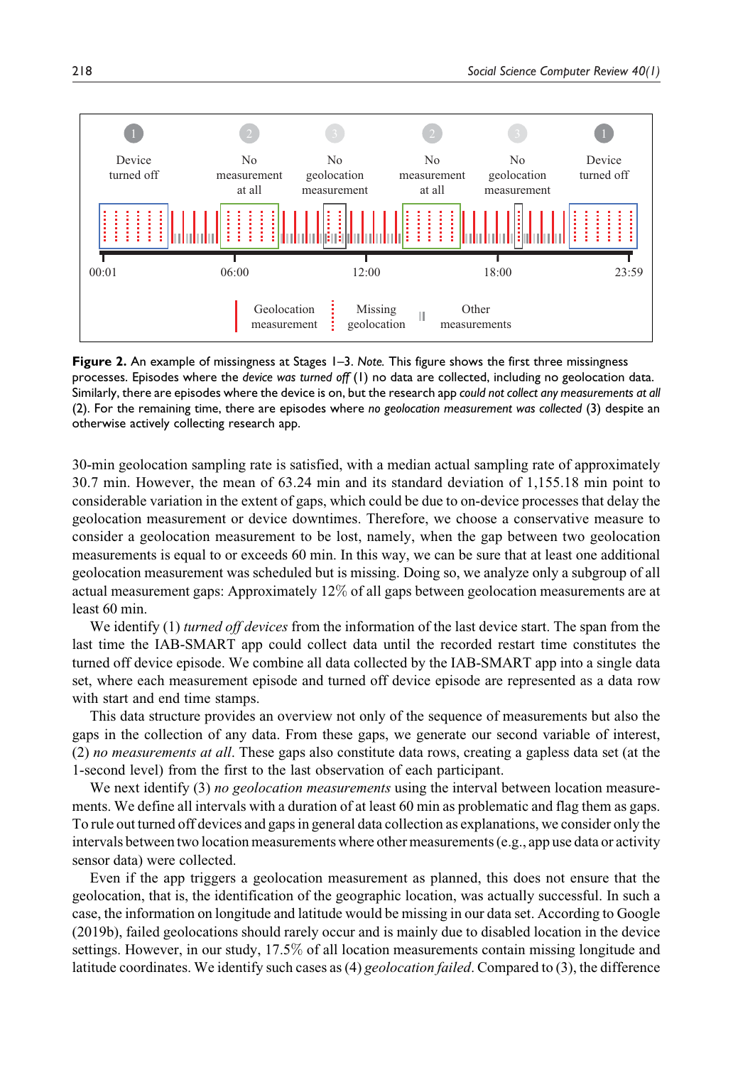**Figure 2.** An example of missingness at Stages 1–3. *Note.* This figure shows the first three missingness processes. Episodes where the *device was turned off* (1) no data are collected, including no geolocation data. Similarly, there are episodes where the device is on, but the research app *could not collect any measurements at all* (2). For the remaining time, there are episodes where *no geolocation measurement was collected* (3) despite an otherwise actively collecting research app.

30-min geolocation sampling rate is satisfied, with a median actual sampling rate of approximately 30.7 min. However, the mean of 63.24 min and its standard deviation of 1,155.18 min point to considerable variation in the extent of gaps, which could be due to on-device processes that delay the geolocation measurement or device downtimes. Therefore, we choose a conservative measure to consider a geolocation measurement to be lost, namely, when the gap between two geolocation measurements is equal to or exceeds 60 min. In this way, we can be sure that at least one additional geolocation measurement was scheduled but is missing. Doing so, we analyze only a subgroup of all actual measurement gaps: Approximately 12% of all gaps between geolocation measurements are at least 60 min.

We identify (1) *turned off devices* from the information of the last device start. The span from the last time the IAB-SMART app could collect data until the recorded restart time constitutes the turned off device episode. We combine all data collected by the IAB-SMART app into a single data set, where each measurement episode and turned off device episode are represented as a data row with start and end time stamps.

This data structure provides an overview not only of the sequence of measurements but also the gaps in the collection of any data. From these gaps, we generate our second variable of interest, (2) *no measurements at all*. These gaps also constitute data rows, creating a gapless data set (at the 1-second level) from the first to the last observation of each participant.

We next identify (3) *no geolocation measurements* using the interval between location measurements. We define all intervals with a duration of at least 60 min as problematic and flag them as gaps. To rule out turned off devices and gaps in general data collection as explanations, we consider only the intervals between two location measurements where other measurements (e.g., app use data or activity sensor data) were collected.

Even if the app triggers a geolocation measurement as planned, this does not ensure that the geolocation, that is, the identification of the geographic location, was actually successful. In such a case, the information on longitude and latitude would be missing in our data set. According to Google (2019b), failed geolocations should rarely occur and is mainly due to disabled location in the device settings. However, in our study, 17.5% of all location measurements contain missing longitude and latitude coordinates. We identify such cases as (4) *geolocation failed*. Compared to (3), the difference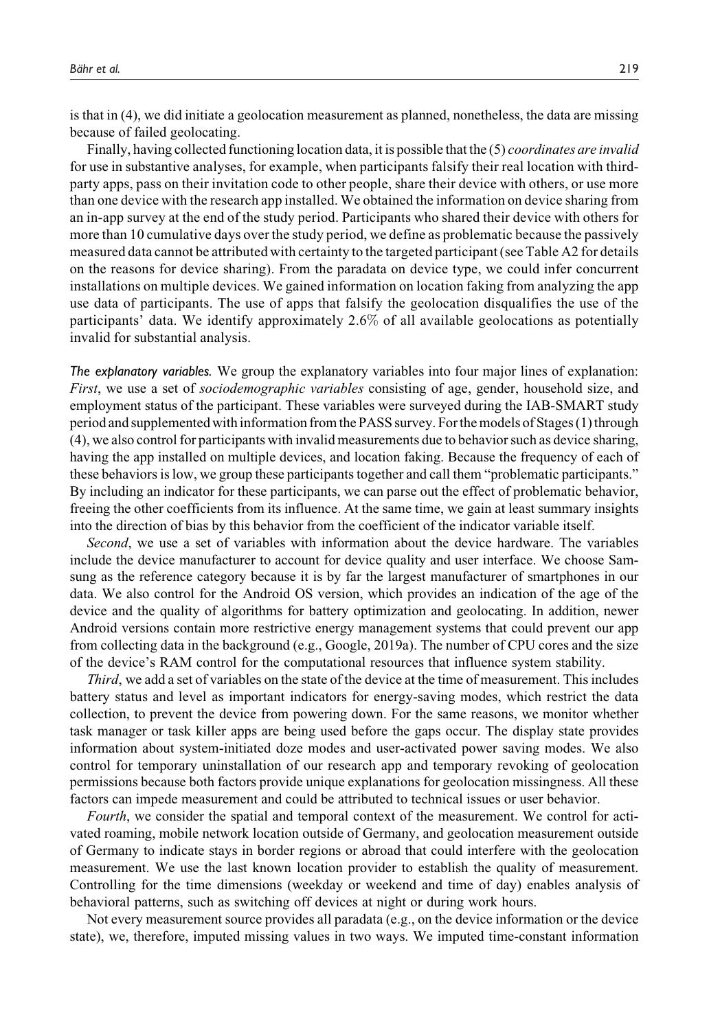is that in (4), we did initiate a geolocation measurement as planned, nonetheless, the data are missing because of failed geolocating.

Finally, having collected functioning location data, it is possible that the (5) *coordinates are invalid* for use in substantive analyses, for example, when participants falsify their real location with third-party apps, pass on their invitation code to other people, share their device with others, or use more than one device with the research app installed. We obtained the information on device sharing from an in-app survey at the end of the study period. Participants who shared their device with others for more than 10 cumulative days over the study period, we define as problematic because the passively measured data cannot be attributed with certainty to the targeted participant (see Table A2 for details on the reasons for device sharing). From the paradata on device type, we could infer concurrent installations on multiple devices. We gained information on location faking from analyzing the app use data of participants. The use of apps that falsify the geolocation disqualifies the use of the participants' data. We identify approximately 2.6% of all available geolocations as potentially invalid for substantial analysis.

*The explanatory variables.* We group the explanatory variables into four major lines of explanation: *First*, we use a set of *sociodemographic variables* consisting of age, gender, household size, and employment status of the participant. These variables were surveyed during the IAB-SMART study period and supplemented with information from the PASS survey. For the models of Stages (1) through (4), we also control for participants with invalid measurements due to behavior such as device sharing, having the app installed on multiple devices, and location faking. Because the frequency of each of these behaviors is low, we group these participants together and call them "problematic participants." By including an indicator for these participants, we can parse out the effect of problematic behavior, freeing the other coefficients from its influence. At the same time, we gain at least summary insights into the direction of bias by this behavior from the coefficient of the indicator variable itself.

*Second*, we use a set of variables with information about the device hardware. The variables include the device manufacturer to account for device quality and user interface. We choose Samsung as the reference category because it is by far the largest manufacturer of smartphones in our data. We also control for the Android OS version, which provides an indication of the age of the device and the quality of algorithms for battery optimization and geolocating. In addition, newer Android versions contain more restrictive energy management systems that could prevent our app from collecting data in the background (e.g., Google, 2019a). The number of CPU cores and the size of the device's RAM control for the computational resources that influence system stability.

*Third*, we add a set of variables on the state of the device at the time of measurement. This includes battery status and level as important indicators for energy-saving modes, which restrict the data collection, to prevent the device from powering down. For the same reasons, we monitor whether task manager or task killer apps are being used before the gaps occur. The display state provides information about system-initiated doze modes and user-activated power saving modes. We also control for temporary uninstallation of our research app and temporary revoking of geolocation permissions because both factors provide unique explanations for geolocation missingness. All these factors can impede measurement and could be attributed to technical issues or user behavior.

*Fourth*, we consider the spatial and temporal context of the measurement. We control for activated roaming, mobile network location outside of Germany, and geolocation measurement outside of Germany to indicate stays in border regions or abroad that could interfere with the geolocation measurement. We use the last known location provider to establish the quality of measurement. Controlling for the time dimensions (weekday or weekend and time of day) enables analysis of behavioral patterns, such as switching off devices at night or during work hours.

Not every measurement source provides all paradata (e.g., on the device information or the device state), we, therefore, imputed missing values in two ways. We imputed time-constant information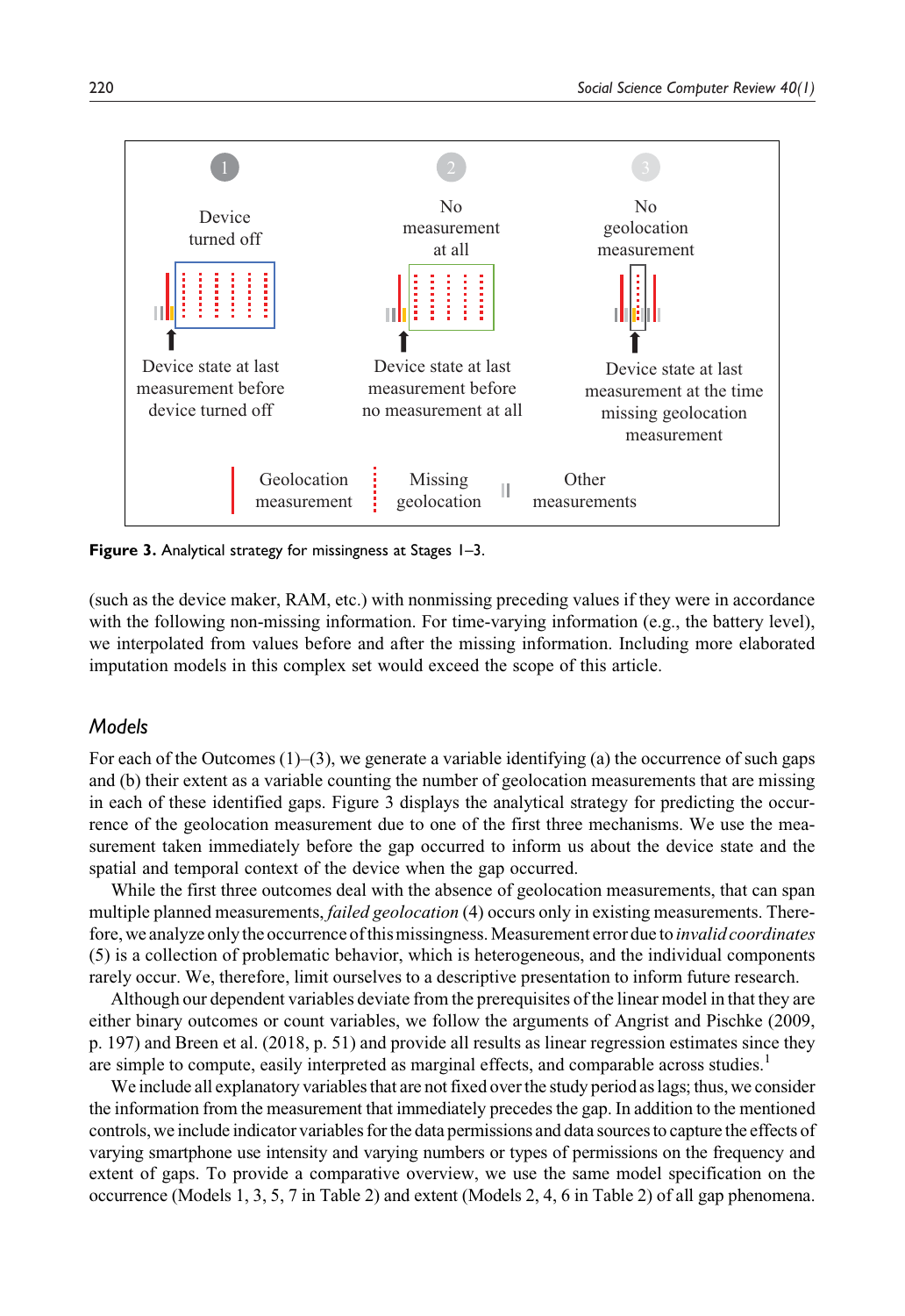Figure 3. Analytical strategy for missingness at Stages 1–3.

(such as the device maker, RAM, etc.) with nonmissing preceding values if they were in accordance with the following non-missing information. For time-varying information (e.g., the battery level), we interpolated from values before and after the missing information. Including more elaborated imputation models in this complex set would exceed the scope of this article.

## Models

For each of the Outcomes (1)–(3), we generate a variable identifying (a) the occurrence of such gaps and (b) their extent as a variable counting the number of geolocation measurements that are missing in each of these identified gaps. Figure 3 displays the analytical strategy for predicting the occurrence of the geolocation measurement due to one of the first three mechanisms. We use the measurement taken immediately before the gap occurred to inform us about the device state and the spatial and temporal context of the device when the gap occurred.

While the first three outcomes deal with the absence of geolocation measurements, that can span multiple planned measurements, *failed geolocation* (4) occurs only in existing measurements. Therefore, we analyze only the occurrence of this missingness. Measurement error due to *invalid coordinates* (5) is a collection of problematic behavior, which is heterogeneous, and the individual components rarely occur. We, therefore, limit ourselves to a descriptive presentation to inform future research.

Although our dependent variables deviate from the prerequisites of the linear model in that they are either binary outcomes or count variables, we follow the arguments of Angrist and Pischke (2009, p. 197) and Breen et al. (2018, p. 51) and provide all results as linear regression estimates since they are simple to compute, easily interpreted as marginal effects, and comparable across studies.[1]

We include all explanatory variables that are not fixed over the study period as lags; thus, we consider the information from the measurement that immediately precedes the gap. In addition to the mentioned controls, we include indicator variables for the data permissions and data sources to capture the effects of varying smartphone use intensity and varying numbers or types of permissions on the frequency and extent of gaps. To provide a comparative overview, we use the same model specification on the occurrence (Models 1, 3, 5, 7 in Table 2) and extent (Models 2, 4, 6 in Table 2) of all gap phenomena.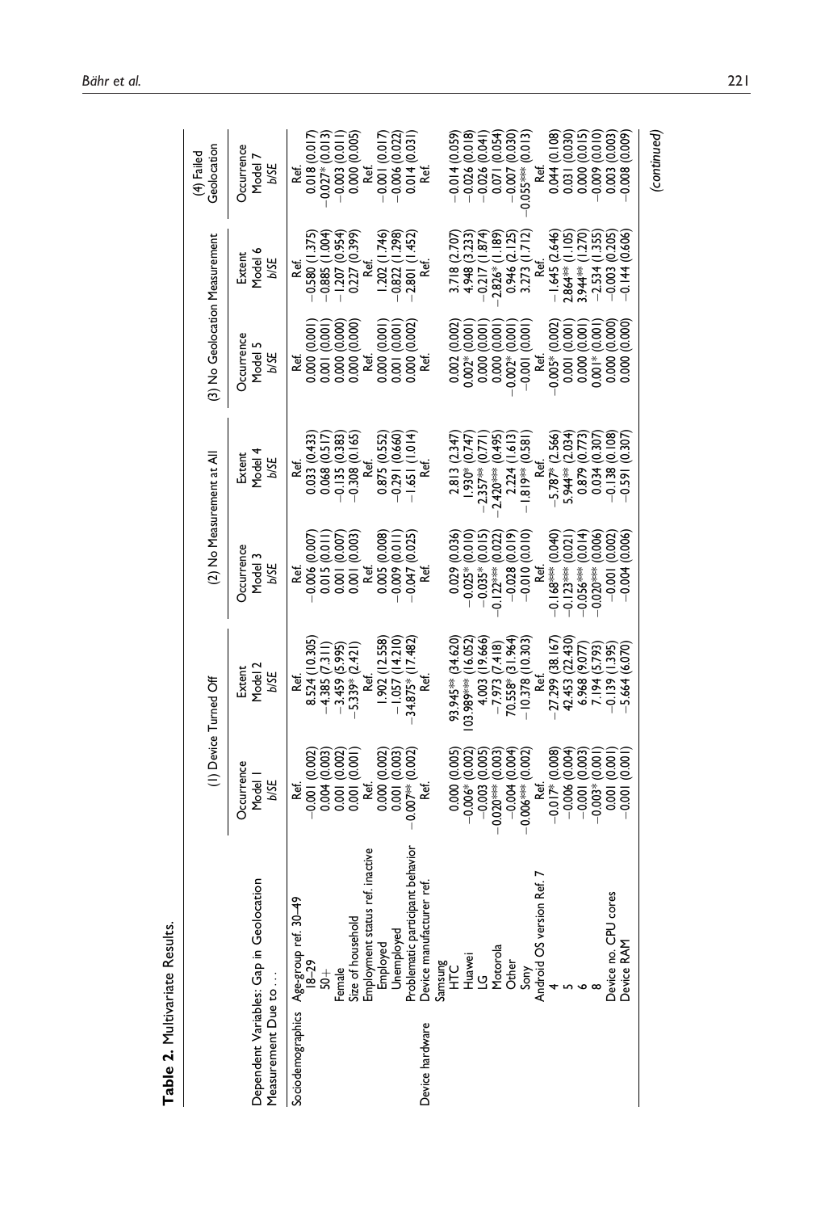**Table 2.** Multivariate Results.

| Dependent Variables: Gap in Geolocation Measurement Due to… | | (1) Device Turned Off | | (2) No Measurement at All | | (3) No Geolocation Measurement | | (4) Failed Geolocation |
|---|---|---|---|---|---|---|---|---|
| | | Occurrence Model 1 b/SE | Extent Model 2 b/SE | Occurrence Model 3 b/SE | Extent Model 4 b/SE | Occurrence Model 5 b/SE | Extent Model 6 b/SE | Occurrence Model 7 b/SE |
| Sociodemographics | Age-group ref. 30–49 | Ref. | Ref. | Ref. | Ref. | Ref. | Ref. | Ref. |
| | 18–29 | −0.001 (0.002) | 8.524 (10.305) | −0.006 (0.007) | 0.033 (0.433) | 0.000 (0.001) | −0.580 (1.375) | 0.018 (0.017) |
| | 50+ | 0.004 (0.003) | −4.385 (7.311) | 0.015 (0.011) | 0.068 (0.517) | 0.001 (0.001) | −0.885 (1.004) | −0.027* (0.013) |
| | Female | 0.001 (0.002) | −3.459 (5.995) | 0.001 (0.007) | −0.135 (0.383) | 0.000 (0.000) | −1.207 (0.954) | −0.003 (0.011) |
| | Size of household | 0.001 (0.001) | −5.339* (2.421) | 0.001 (0.003) | −0.308 (0.165) | 0.000 (0.000) | 0.227 (0.399) | 0.000 (0.005) |
| | Employment status ref. inactive | Ref. | Ref. | Ref. | Ref. | Ref. | Ref. | Ref. |
| | Employed | 0.000 (0.002) | 1.902 (12.558) | 0.005 (0.008) | 0.875 (0.552) | 0.000 (0.001) | 1.202 (1.746) | −0.001 (0.017) |
| | Unemployed | 0.001 (0.003) | −1.057 (14.210) | −0.009 (0.011) | −0.291 (0.660) | 0.001 (0.001) | −0.822 (1.298) | −0.006 (0.022) |
| | Problematic participant behavior | −0.007** (0.002) | −34.875* (17.482) | −0.047 (0.025) | −1.651 (1.014) | 0.000 (0.002) | −2.801 (1.452) | 0.014 (0.031) |
| Device hardware | Device manufacturer ref. Samsung | Ref. | Ref. | Ref. | Ref. | Ref. | Ref. | Ref. |
| | HTC | 0.000 (0.005) | 93.945** (34.620) | 0.029 (0.036) | 2.813 (2.347) | 0.002 (0.002) | 3.718 (2.707) | −0.014 (0.059) |
| | Huawei | −0.006* (0.002) | 103.989*** (16.052) | −0.025* (0.010) | 1.930* (0.747) | 0.002* (0.001) | 4.948 (3.233) | −0.026 (0.018) |
| | LG | −0.003 (0.005) | 4.003 (19.666) | −0.035* (0.015) | −2.357** (0.771) | 0.000 (0.001) | −0.217 (1.874) | −0.026 (0.041) |
| | Motorola | −0.020*** (0.003) | −7.973 (7.418) | −0.122*** (0.022) | −2.420*** (0.495) | 0.000 (0.001) | −2.826* (1.189) | 0.071 (0.054) |
| | Other | −0.004 (0.004) | 70.558* (31.964) | −0.028 (0.019) | 2.224 (1.613) | −0.002* (0.001) | 0.946 (2.125) | −0.007 (0.030) |
| | Sony | −0.006*** (0.002) | −10.378 (10.303) | −0.010 (0.010) | −1.819** (0.581) | −0.001 (0.001) | 3.273 (1.712) | −0.055*** (0.013) |
| | Android OS version Ref. 7 | Ref. | Ref. | Ref. | Ref. | Ref. | Ref. | Ref. |
| | 4 | −0.017* (0.008) | −27.299 (38.167) | −0.168*** (0.040) | −5.787* (2.566) | −0.005* (0.002) | −1.645 (2.646) | 0.044 (0.108) |
| | 5 | −0.006 (0.004) | 42.453 (22.430) | −0.123*** (0.021) | 5.944** (2.034) | 0.001 (0.001) | 2.864** (1.105) | 0.031 (0.030) |
| | 6 | −0.001 (0.003) | 6.968 (9.077) | −0.056*** (0.014) | 0.879 (0.773) | 0.000 (0.001) | 3.944** (1.270) | 0.000 (0.015) |
| | 8 | −0.003* (0.001) | 7.194 (5.793) | −0.020*** (0.006) | 0.034 (0.307) | 0.001* (0.001) | −2.534 (1.355) | −0.009 (0.010) |
| | Device no. CPU cores | 0.001 (0.001) | −0.139 (1.395) | −0.001 (0.002) | −0.138 (0.108) | 0.000 (0.000) | −0.003 (0.205) | 0.003 (0.003) |
| | Device RAM | −0.001 (0.001) | −5.664 (6.070) | −0.004 (0.006) | −0.591 (0.307) | 0.000 (0.000) | −0.144 (0.606) | −0.008 (0.009) |

(continued)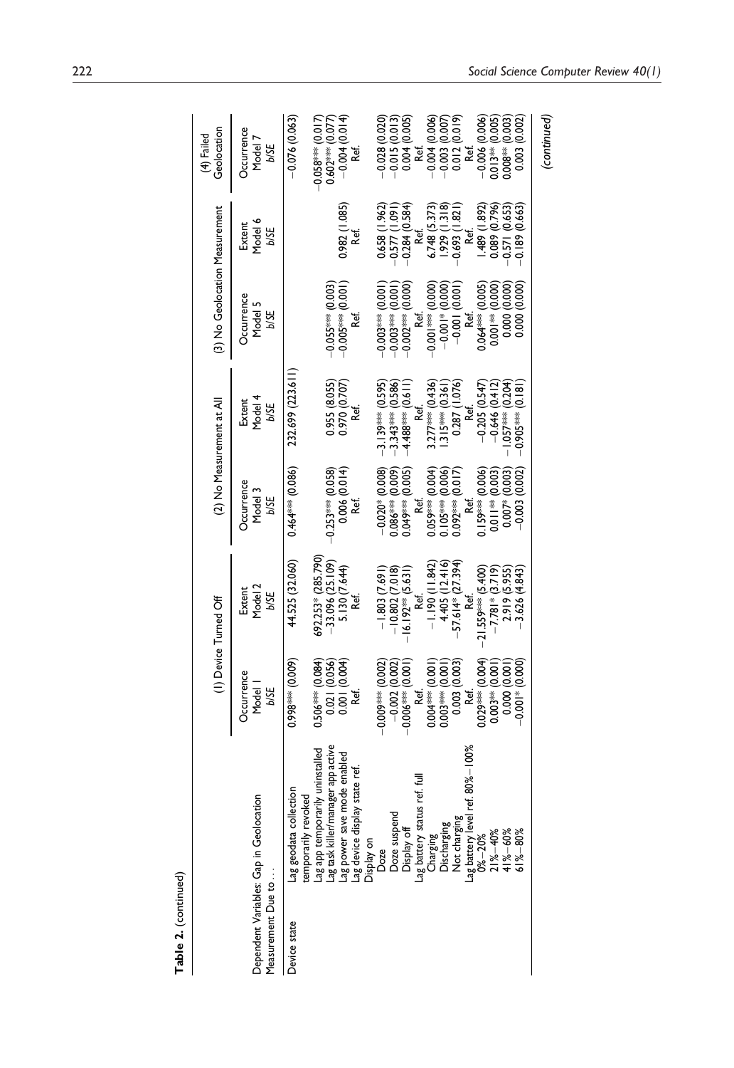**Table 2.** (continued)

| Dependent Variables: Gap in Geolocation Measurement Due to . . . | | (1) Device Turned Off | | (2) No Measurement at All | | (3) No Geolocation Measurement | | (4) Failed Geolocation |
|---|---|---|---|---|---|---|---|---|
| | | Occurrence Model 1 b/SE | Extent Model 2 b/SE | Occurrence Model 3 b/SE | Extent Model 4 b/SE | Occurrence Model 5 b/SE | Extent Model 6 b/SE | Occurrence Model 7 b/SE |
| Device state | Lag geodata collection temporarily revoked | 0.998*** (0.009) | 44.525 (32.060) | 0.464*** (0.086) | 232.699 (223.611) | | | −0.076 (0.063) |
| | Lag app temporarily uninstalled | 0.506*** (0.084) | 692.253* (285.790) | | | | | |
| | Lag task killer/manager app active | 0.021 (0.056) | −33.096 (25.109) | −0.253*** (0.058) | 0.955 (8.055) | −0.055*** (0.003) | | −0.058*** (0.017) |
| | Lag power save mode enabled | 0.001 (0.004) | 5.130 (7.644) | 0.006 (0.014) | 0.970 (0.707) | −0.005*** (0.001) | 0.982 (1.085) | 0.602*** (0.077) |
| | Lag device display state ref. Display on | Ref. | Ref. | Ref. | Ref. | Ref. | Ref. | −0.004 (0.014) |
| | Doze | −0.009*** (0.002) | −1.803 (7.691) | −0.020* (0.008) | −3.139*** (0.595) | −0.003*** (0.001) | 0.658 (1.962) | Ref. |
| | Doze suspend | −0.002 (0.002) | −10.802 (7.018) | 0.086*** (0.009) | −3.343*** (0.586) | −0.003*** (0.001) | −0.577 (1.091) | −0.028 (0.020) |
| | Display off | −0.006*** (0.001) | −16.192** (5.631) | 0.049*** (0.005) | −4.488*** (0.611) | −0.002*** (0.000) | −0.284 (0.584) | −0.015 (0.013) |
| | Lag battery status ref. full | Ref. | Ref. | Ref. | Ref. | Ref. | Ref. | 0.004 (0.005) |
| | Charging | 0.004*** (0.001) | −1.190 (11.842) | 0.059*** (0.004) | 3.277*** (0.436) | −0.001*** (0.000) | 6.748 (5.373) | Ref. |
| | Discharging | 0.003*** (0.001) | 4.405 (12.416) | 0.105*** (0.006) | 1.315*** (0.361) | −0.001* (0.000) | 1.929 (1.318) | −0.004 (0.006) |
| | Not charging | 0.003 (0.003) | −57.614* (27.394) | 0.092*** (0.017) | 0.287 (1.076) | −0.001 (0.001) | −0.693 (1.821) | −0.003 (0.007) |
| | Lag battery level ref. 80%–100% | Ref. | Ref. | Ref. | Ref. | Ref. | Ref. | 0.012 (0.019) |
| | 0%–20% | 0.029*** (0.004) | −21.559*** (5.400) | 0.159*** (0.006) | −0.205 (0.547) | 0.064*** (0.005) | 1.489 (1.892) | Ref. |
| | 21%–40% | 0.003** (0.001) | −7.781* (3.719) | 0.011** (0.003) | −0.646 (0.412) | 0.001** (0.000) | 0.089 (0.796) | −0.006 (0.006) |
| | 41%–60% | 0.000 (0.001) | 2.919 (5.955) | 0.007* (0.003) | −1.057*** (0.204) | 0.000 (0.000) | −0.571 (0.653) | 0.013** (0.005) |
| | 61%–80% | −0.001* (0.000) | −3.626 (4.843) | −0.003 (0.002) | −0.905*** (0.181) | 0.000 (0.000) | −0.189 (0.663) | 0.008** (0.003) |
| | | | | | | | | 0.003 (0.002) |

(continued)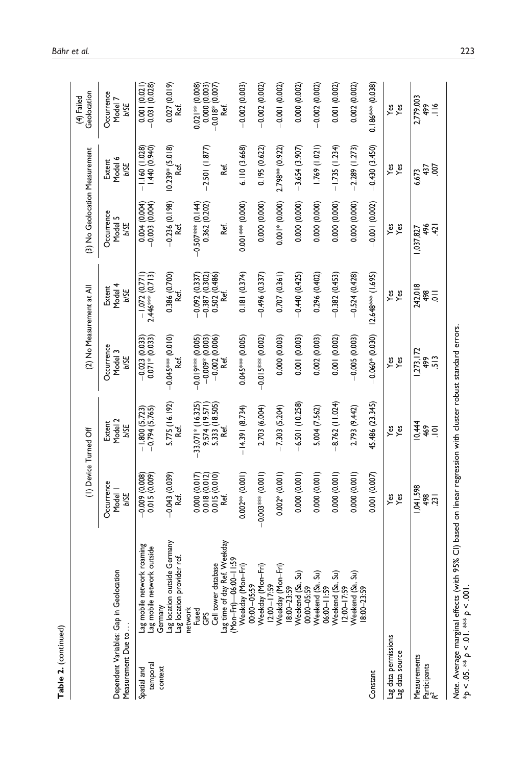**Table 2.** (continued)

| Dependent Variables: Gap in Geolocation Measurement Due to… | | (1) Device Turned Off | | (2) No Measurement at All | | (3) No Geolocation Measurement | | (4) Failed Geolocation |
|---|---|---|---|---|---|---|---|---|
| | | Occurrence Model 1 b/SE | Extent Model 2 b/SE | Occurrence Model 3 b/SE | Extent Model 4 b/SE | Occurrence Model 5 b/SE | Extent Model 6 b/SE | Occurrence Model 7 b/SE |
| Spatial and temporal context | Lag mobile network roaming | −0.009 (0.008) | −1.800 (5.723) | −0.023 (0.033) | −1.072 (0.771) | 0.004 (0.004) | −1.160 (1.028) | 0.001 (0.021) |
| | Lag mobile network outside Germany | 0.015 (0.009) | −0.794 (5.765) | 0.071* (0.033) | 2.446*** (0.713) | −0.003 (0.004) | 1.440 (0.940) | −0.031 (0.028) |
| | Lag location outside Germany | −0.043 (0.039) | 5.775 (16.192) | −0.045*** (0.010) | 0.386 (0.700) | −0.236 (0.198) | 10.239* (5.018) | 0.027 (0.019) |
| | Lag location provider ref. network | Ref. | Ref. | Ref. | Ref. | Ref. | Ref. | Ref. |
| | Fused | 0.000 (0.017) | −33.071* (16.325) | −0.019*** (0.005) | −0.092 (0.337) | −0.507*** (0.144) | | 0.021** (0.008) |
| | GPS | 0.018 (0.012) | 9.574 (19.571) | −0.009* (0.003) | −0.387 (0.302) | 0.362 (0.202) | −2.501 (1.877) | 0.000 (0.003) |
| | Cell tower database | 0.015 (0.010) | 5.333 (18.505) | −0.002 (0.006) | 0.502 (0.486) | | | −0.018* (0.007) |
| | Lag time of day Ref. Weekday (Mon–Fri)—06:00–11:59 | Ref. | Ref. | Ref. | Ref. | Ref. | Ref. | Ref. |
| | Weekday (Mon–Fri) 00:00–05:59 | 0.002** (0.001) | −14.391 (8.734) | 0.045*** (0.005) | 0.181 (0.374) | 0.001*** (0.000) | 6.110 (3.668) | −0.002 (0.003) |
| | Weekday (Mon–Fri) 12:00–17:59 | −0.003*** (0.001) | 2.703 (6.004) | −0.015*** (0.002) | −0.496 (0.337) | 0.000 (0.000) | 0.195 (0.622) | −0.002 (0.002) |
| | Weekday (Mon–Fri) 18:00–23:59 | 0.002* (0.001) | −7.303 (5.204) | 0.000 (0.003) | 0.707 (0.361) | 0.001* (0.000) | 2.798** (0.922) | −0.001 (0.002) |
| | Weekend (Sa, Su) 00:00–05:59 | 0.000 (0.001) | −6.501 (10.258) | 0.001 (0.003) | −0.440 (0.425) | 0.000 (0.000) | −3.654 (3.907) | 0.000 (0.002) |
| | Weekend (Sa, Su) 06:00–11:59 | 0.000 (0.001) | 5.004 (7.562) | 0.002 (0.003) | 0.296 (0.402) | 0.000 (0.000) | 1.769 (1.021) | −0.002 (0.002) |
| | Weekend (Sa, Su) 12:00–17:59 | 0.000 (0.001) | −8.762 (11.024) | 0.001 (0.002) | −0.382 (0.453) | 0.000 (0.000) | −1.735 (1.234) | 0.001 (0.002) |
| | Weekend (Sa, Su) 18:00–23:59 | 0.000 (0.001) | 2.793 (9.442) | −0.005 (0.003) | −0.524 (0.428) | 0.000 (0.000) | −2.289 (1.273) | 0.002 (0.002) |
| Constant | | 0.001 (0.007) | 45.486 (23.345) | −0.060* (0.030) | 12.648*** (1.695) | −0.001 (0.002) | −0.430 (3.450) | 0.186*** (0.038) |
| Lag data permissions | | Yes | Yes | Yes | Yes | Yes | Yes | Yes |
| Lag data source | | Yes | Yes | Yes | Yes | Yes | Yes | Yes |
| Measurements | | 1,041,598 | 10,444 | 1,273,172 | 242,018 | 1,037,827 | 6,673 | 2,779,003 |
| Participants | | 498 | 469 | 499 | 498 | 496 | 437 | 499 |
| $R^2$ | | .231 | .101 | .513 | .011 | .421 | .007 | .116 |

*Note.* Average marginal effects (with 95% CI) based on linear regression with cluster robust standard errors.
*$p < .05$. **$p < .01$. ***$p < .001$.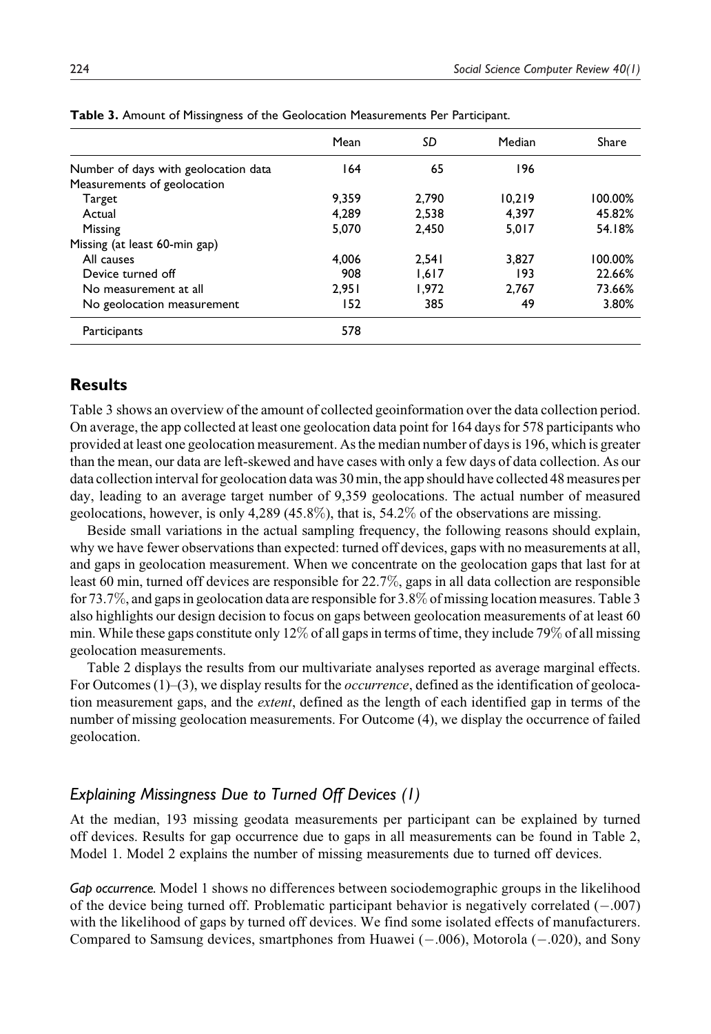**Table 3.** Amount of Missingness of the Geolocation Measurements Per Participant.

| | Mean | SD | Median | Share |
|---|---|---|---|---|
| Number of days with geolocation data | 164 | 65 | 196 | |
| Measurements of geolocation | | | | |
| Target | 9,359 | 2,790 | 10,219 | 100.00% |
| Actual | 4,289 | 2,538 | 4,397 | 45.82% |
| Missing | 5,070 | 2,450 | 5,017 | 54.18% |
| Missing (at least 60-min gap) | | | | |
| All causes | 4,006 | 2,541 | 3,827 | 100.00% |
| Device turned off | 908 | 1,617 | 193 | 22.66% |
| No measurement at all | 2,951 | 1,972 | 2,767 | 73.66% |
| No geolocation measurement | 152 | 385 | 49 | 3.80% |
| Participants | 578 | | | |

## Results

Table 3 shows an overview of the amount of collected geoinformation over the data collection period. On average, the app collected at least one geolocation data point for 164 days for 578 participants who provided at least one geolocation measurement. As the median number of days is 196, which is greater than the mean, our data are left-skewed and have cases with only a few days of data collection. As our data collection interval for geolocation data was 30 min, the app should have collected 48 measures per day, leading to an average target number of 9,359 geolocations. The actual number of measured geolocations, however, is only 4,289 (45.8%), that is, 54.2% of the observations are missing.

Beside small variations in the actual sampling frequency, the following reasons should explain, why we have fewer observations than expected: turned off devices, gaps with no measurements at all, and gaps in geolocation measurement. When we concentrate on the geolocation gaps that last for at least 60 min, turned off devices are responsible for 22.7%, gaps in all data collection are responsible for 73.7%, and gaps in geolocation data are responsible for 3.8% of missing location measures. Table 3 also highlights our design decision to focus on gaps between geolocation measurements of at least 60 min. While these gaps constitute only 12% of all gaps in terms of time, they include 79% of all missing geolocation measurements.

Table 2 displays the results from our multivariate analyses reported as average marginal effects. For Outcomes (1)–(3), we display results for the *occurrence*, defined as the identification of geolocation measurement gaps, and the *extent*, defined as the length of each identified gap in terms of the number of missing geolocation measurements. For Outcome (4), we display the occurrence of failed geolocation.

### Explaining Missingness Due to Turned Off Devices (1)

At the median, 193 missing geodata measurements per participant can be explained by turned off devices. Results for gap occurrence due to gaps in all measurements can be found in Table 2, Model 1. Model 2 explains the number of missing measurements due to turned off devices.

*Gap occurrence.* Model 1 shows no differences between sociodemographic groups in the likelihood of the device being turned off. Problematic participant behavior is negatively correlated (−.007) with the likelihood of gaps by turned off devices. We find some isolated effects of manufacturers. Compared to Samsung devices, smartphones from Huawei (−.006), Motorola (−.020), and Sony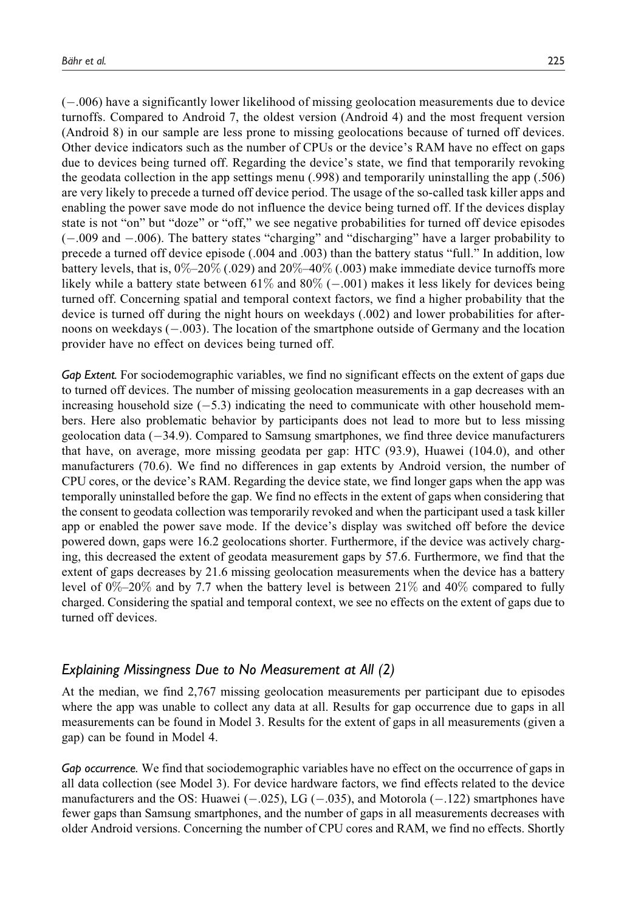(−.006) have a significantly lower likelihood of missing geolocation measurements due to device turnoffs. Compared to Android 7, the oldest version (Android 4) and the most frequent version (Android 8) in our sample are less prone to missing geolocations because of turned off devices. Other device indicators such as the number of CPUs or the device's RAM have no effect on gaps due to devices being turned off. Regarding the device's state, we find that temporarily revoking the geodata collection in the app settings menu (.998) and temporarily uninstalling the app (.506) are very likely to precede a turned off device period. The usage of the so-called task killer apps and enabling the power save mode do not influence the device being turned off. If the devices display state is not "on" but "doze" or "off," we see negative probabilities for turned off device episodes (−.009 and −.006). The battery states "charging" and "discharging" have a larger probability to precede a turned off device episode (.004 and .003) than the battery status "full." In addition, low battery levels, that is, 0%–20% (.029) and 20%–40% (.003) make immediate device turnoffs more likely while a battery state between 61% and 80% (−.001) makes it less likely for devices being turned off. Concerning spatial and temporal context factors, we find a higher probability that the device is turned off during the night hours on weekdays (.002) and lower probabilities for afternoons on weekdays (−.003). The location of the smartphone outside of Germany and the location provider have no effect on devices being turned off.

*Gap Extent.* For sociodemographic variables, we find no significant effects on the extent of gaps due to turned off devices. The number of missing geolocation measurements in a gap decreases with an increasing household size (−5.3) indicating the need to communicate with other household members. Here also problematic behavior by participants does not lead to more but to less missing geolocation data (−34.9). Compared to Samsung smartphones, we find three device manufacturers that have, on average, more missing geodata per gap: HTC (93.9), Huawei (104.0), and other manufacturers (70.6). We find no differences in gap extents by Android version, the number of CPU cores, or the device's RAM. Regarding the device state, we find longer gaps when the app was temporally uninstalled before the gap. We find no effects in the extent of gaps when considering that the consent to geodata collection was temporarily revoked and when the participant used a task killer app or enabled the power save mode. If the device's display was switched off before the device powered down, gaps were 16.2 geolocations shorter. Furthermore, if the device was actively charging, this decreased the extent of geodata measurement gaps by 57.6. Furthermore, we find that the extent of gaps decreases by 21.6 missing geolocation measurements when the device has a battery level of 0%–20% and by 7.7 when the battery level is between 21% and 40% compared to fully charged. Considering the spatial and temporal context, we see no effects on the extent of gaps due to turned off devices.

## *Explaining Missingness Due to No Measurement at All (2)*

At the median, we find 2,767 missing geolocation measurements per participant due to episodes where the app was unable to collect any data at all. Results for gap occurrence due to gaps in all measurements can be found in Model 3. Results for the extent of gaps in all measurements (given a gap) can be found in Model 4.

*Gap occurrence.* We find that sociodemographic variables have no effect on the occurrence of gaps in all data collection (see Model 3). For device hardware factors, we find effects related to the device manufacturers and the OS: Huawei (−.025), LG (−.035), and Motorola (−.122) smartphones have fewer gaps than Samsung smartphones, and the number of gaps in all measurements decreases with older Android versions. Concerning the number of CPU cores and RAM, we find no effects. Shortly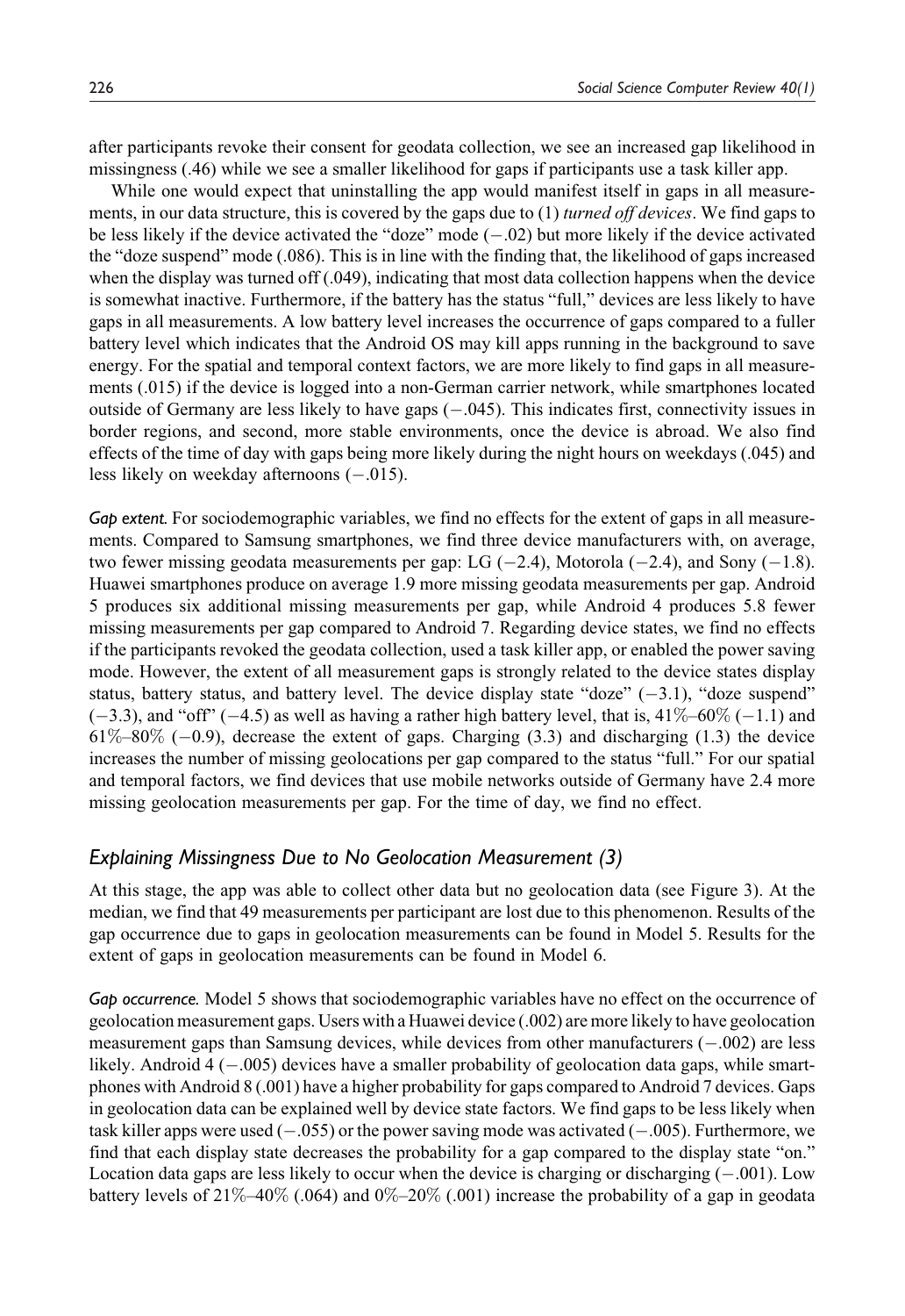after participants revoke their consent for geodata collection, we see an increased gap likelihood in missingness (.46) while we see a smaller likelihood for gaps if participants use a task killer app.

While one would expect that uninstalling the app would manifest itself in gaps in all measurements, in our data structure, this is covered by the gaps due to (1) *turned off devices*. We find gaps to be less likely if the device activated the "doze" mode (−.02) but more likely if the device activated the "doze suspend" mode (.086). This is in line with the finding that, the likelihood of gaps increased when the display was turned off (.049), indicating that most data collection happens when the device is somewhat inactive. Furthermore, if the battery has the status "full," devices are less likely to have gaps in all measurements. A low battery level increases the occurrence of gaps compared to a fuller battery level which indicates that the Android OS may kill apps running in the background to save energy. For the spatial and temporal context factors, we are more likely to find gaps in all measurements (.015) if the device is logged into a non-German carrier network, while smartphones located outside of Germany are less likely to have gaps (−.045). This indicates first, connectivity issues in border regions, and second, more stable environments, once the device is abroad. We also find effects of the time of day with gaps being more likely during the night hours on weekdays (.045) and less likely on weekday afternoons (−.015).

*Gap extent.* For sociodemographic variables, we find no effects for the extent of gaps in all measurements. Compared to Samsung smartphones, we find three device manufacturers with, on average, two fewer missing geodata measurements per gap: LG (−2.4), Motorola (−2.4), and Sony (−1.8). Huawei smartphones produce on average 1.9 more missing geodata measurements per gap. Android 5 produces six additional missing measurements per gap, while Android 4 produces 5.8 fewer missing measurements per gap compared to Android 7. Regarding device states, we find no effects if the participants revoked the geodata collection, used a task killer app, or enabled the power saving mode. However, the extent of all measurement gaps is strongly related to the device states display status, battery status, and battery level. The device display state "doze" (−3.1), "doze suspend" (−3.3), and "off" (−4.5) as well as having a rather high battery level, that is, 41%–60% (−1.1) and 61%–80% (−0.9), decrease the extent of gaps. Charging (3.3) and discharging (1.3) the device increases the number of missing geolocations per gap compared to the status "full." For our spatial and temporal factors, we find devices that use mobile networks outside of Germany have 2.4 more missing geolocation measurements per gap. For the time of day, we find no effect.

### *Explaining Missingness Due to No Geolocation Measurement (3)*

At this stage, the app was able to collect other data but no geolocation data (see Figure 3). At the median, we find that 49 measurements per participant are lost due to this phenomenon. Results of the gap occurrence due to gaps in geolocation measurements can be found in Model 5. Results for the extent of gaps in geolocation measurements can be found in Model 6.

*Gap occurrence.* Model 5 shows that sociodemographic variables have no effect on the occurrence of geolocation measurement gaps. Users with a Huawei device (.002) are more likely to have geolocation measurement gaps than Samsung devices, while devices from other manufacturers (−.002) are less likely. Android 4 (−.005) devices have a smaller probability of geolocation data gaps, while smartphones with Android 8 (.001) have a higher probability for gaps compared to Android 7 devices. Gaps in geolocation data can be explained well by device state factors. We find gaps to be less likely when task killer apps were used (−.055) or the power saving mode was activated (−.005). Furthermore, we find that each display state decreases the probability for a gap compared to the display state "on." Location data gaps are less likely to occur when the device is charging or discharging (−.001). Low battery levels of 21%–40% (.064) and 0%–20% (.001) increase the probability of a gap in geodata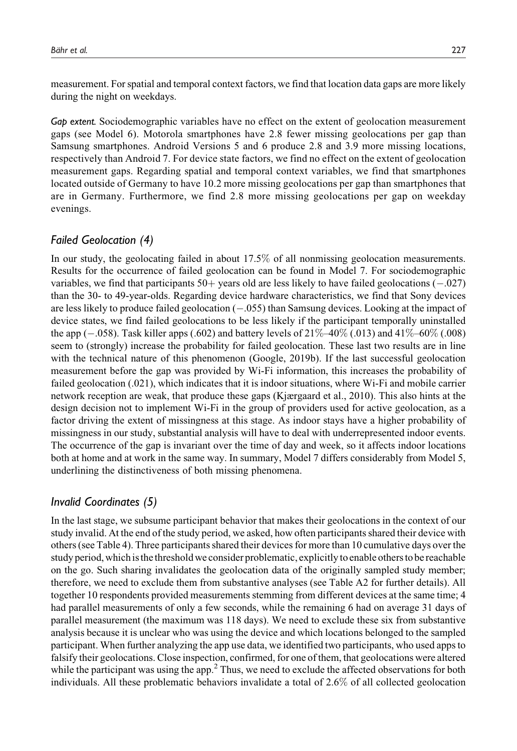measurement. For spatial and temporal context factors, we find that location data gaps are more likely during the night on weekdays.

*Gap extent.* Sociodemographic variables have no effect on the extent of geolocation measurement gaps (see Model 6). Motorola smartphones have 2.8 fewer missing geolocations per gap than Samsung smartphones. Android Versions 5 and 6 produce 2.8 and 3.9 more missing locations, respectively than Android 7. For device state factors, we find no effect on the extent of geolocation measurement gaps. Regarding spatial and temporal context variables, we find that smartphones located outside of Germany to have 10.2 more missing geolocations per gap than smartphones that are in Germany. Furthermore, we find 2.8 more missing geolocations per gap on weekday evenings.

## *Failed Geolocation (4)*

In our study, the geolocating failed in about 17.5% of all nonmissing geolocation measurements. Results for the occurrence of failed geolocation can be found in Model 7. For sociodemographic variables, we find that participants 50+ years old are less likely to have failed geolocations (−.027) than the 30- to 49-year-olds. Regarding device hardware characteristics, we find that Sony devices are less likely to produce failed geolocation (−.055) than Samsung devices. Looking at the impact of device states, we find failed geolocations to be less likely if the participant temporally uninstalled the app (−.058). Task killer apps (.602) and battery levels of 21%–40% (.013) and 41%–60% (.008) seem to (strongly) increase the probability for failed geolocation. These last two results are in line with the technical nature of this phenomenon (Google, 2019b). If the last successful geolocation measurement before the gap was provided by Wi-Fi information, this increases the probability of failed geolocation (.021), which indicates that it is indoor situations, where Wi-Fi and mobile carrier network reception are weak, that produce these gaps (Kjærgaard et al., 2010). This also hints at the design decision not to implement Wi-Fi in the group of providers used for active geolocation, as a factor driving the extent of missingness at this stage. As indoor stays have a higher probability of missingness in our study, substantial analysis will have to deal with underrepresented indoor events. The occurrence of the gap is invariant over the time of day and week, so it affects indoor locations both at home and at work in the same way. In summary, Model 7 differs considerably from Model 5, underlining the distinctiveness of both missing phenomena.

## *Invalid Coordinates (5)*

In the last stage, we subsume participant behavior that makes their geolocations in the context of our study invalid. At the end of the study period, we asked, how often participants shared their device with others (see Table 4). Three participants shared their devices for more than 10 cumulative days over the study period, which is the threshold we consider problematic, explicitly to enable others to be reachable on the go. Such sharing invalidates the geolocation data of the originally sampled study member; therefore, we need to exclude them from substantive analyses (see Table A2 for further details). All together 10 respondents provided measurements stemming from different devices at the same time; 4 had parallel measurements of only a few seconds, while the remaining 6 had on average 31 days of parallel measurement (the maximum was 118 days). We need to exclude these six from substantive analysis because it is unclear who was using the device and which locations belonged to the sampled participant. When further analyzing the app use data, we identified two participants, who used apps to falsify their geolocations. Close inspection, confirmed, for one of them, that geolocations were altered while the participant was using the app.[2] Thus, we need to exclude the affected observations for both individuals. All these problematic behaviors invalidate a total of 2.6% of all collected geolocation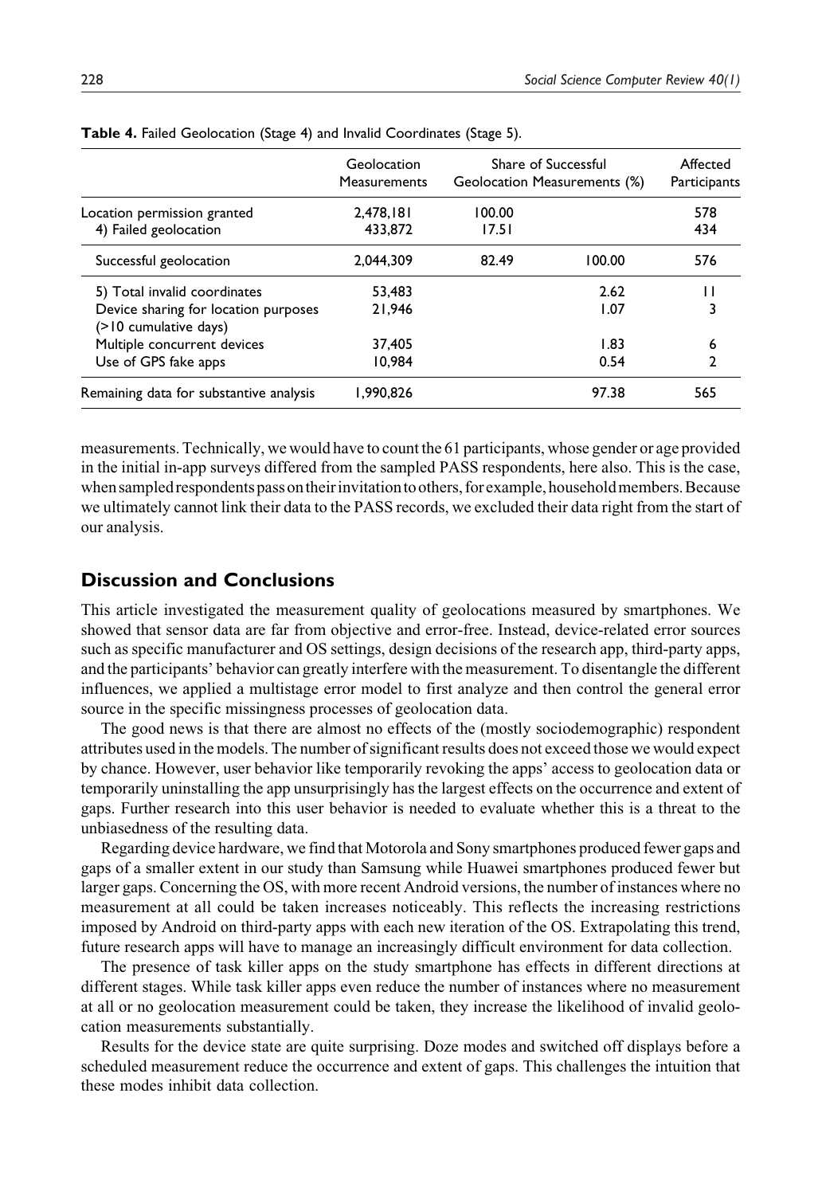**Table 4.** Failed Geolocation (Stage 4) and Invalid Coordinates (Stage 5).

| | Geolocation Measurements | Share of Successful Geolocation Measurements (%) | | Affected Participants |
|---|---|---|---|---|
| Location permission granted | 2,478,181 | 100.00 | | 578 |
| 4) Failed geolocation | 433,872 | 17.51 | | 434 |
| Successful geolocation | 2,044,309 | 82.49 | 100.00 | 576 |
| 5) Total invalid coordinates | 53,483 | | 2.62 | 11 |
| Device sharing for location purposes (>10 cumulative days) | 21,946 | | 1.07 | 3 |
| Multiple concurrent devices | 37,405 | | 1.83 | 6 |
| Use of GPS fake apps | 10,984 | | 0.54 | 2 |
| Remaining data for substantive analysis | 1,990,826 | | 97.38 | 565 |

measurements. Technically, we would have to count the 61 participants, whose gender or age provided in the initial in-app surveys differed from the sampled PASS respondents, here also. This is the case, when sampled respondents pass on their invitation to others, for example, household members. Because we ultimately cannot link their data to the PASS records, we excluded their data right from the start of our analysis.

## Discussion and Conclusions

This article investigated the measurement quality of geolocations measured by smartphones. We showed that sensor data are far from objective and error-free. Instead, device-related error sources such as specific manufacturer and OS settings, design decisions of the research app, third-party apps, and the participants' behavior can greatly interfere with the measurement. To disentangle the different influences, we applied a multistage error model to first analyze and then control the general error source in the specific missingness processes of geolocation data.

The good news is that there are almost no effects of the (mostly sociodemographic) respondent attributes used in the models. The number of significant results does not exceed those we would expect by chance. However, user behavior like temporarily revoking the apps' access to geolocation data or temporarily uninstalling the app unsurprisingly has the largest effects on the occurrence and extent of gaps. Further research into this user behavior is needed to evaluate whether this is a threat to the unbiasedness of the resulting data.

Regarding device hardware, we find that Motorola and Sony smartphones produced fewer gaps and gaps of a smaller extent in our study than Samsung while Huawei smartphones produced fewer but larger gaps. Concerning the OS, with more recent Android versions, the number of instances where no measurement at all could be taken increases noticeably. This reflects the increasing restrictions imposed by Android on third-party apps with each new iteration of the OS. Extrapolating this trend, future research apps will have to manage an increasingly difficult environment for data collection.

The presence of task killer apps on the study smartphone has effects in different directions at different stages. While task killer apps even reduce the number of instances where no measurement at all or no geolocation measurement could be taken, they increase the likelihood of invalid geolocation measurements substantially.

Results for the device state are quite surprising. Doze modes and switched off displays before a scheduled measurement reduce the occurrence and extent of gaps. This challenges the intuition that these modes inhibit data collection.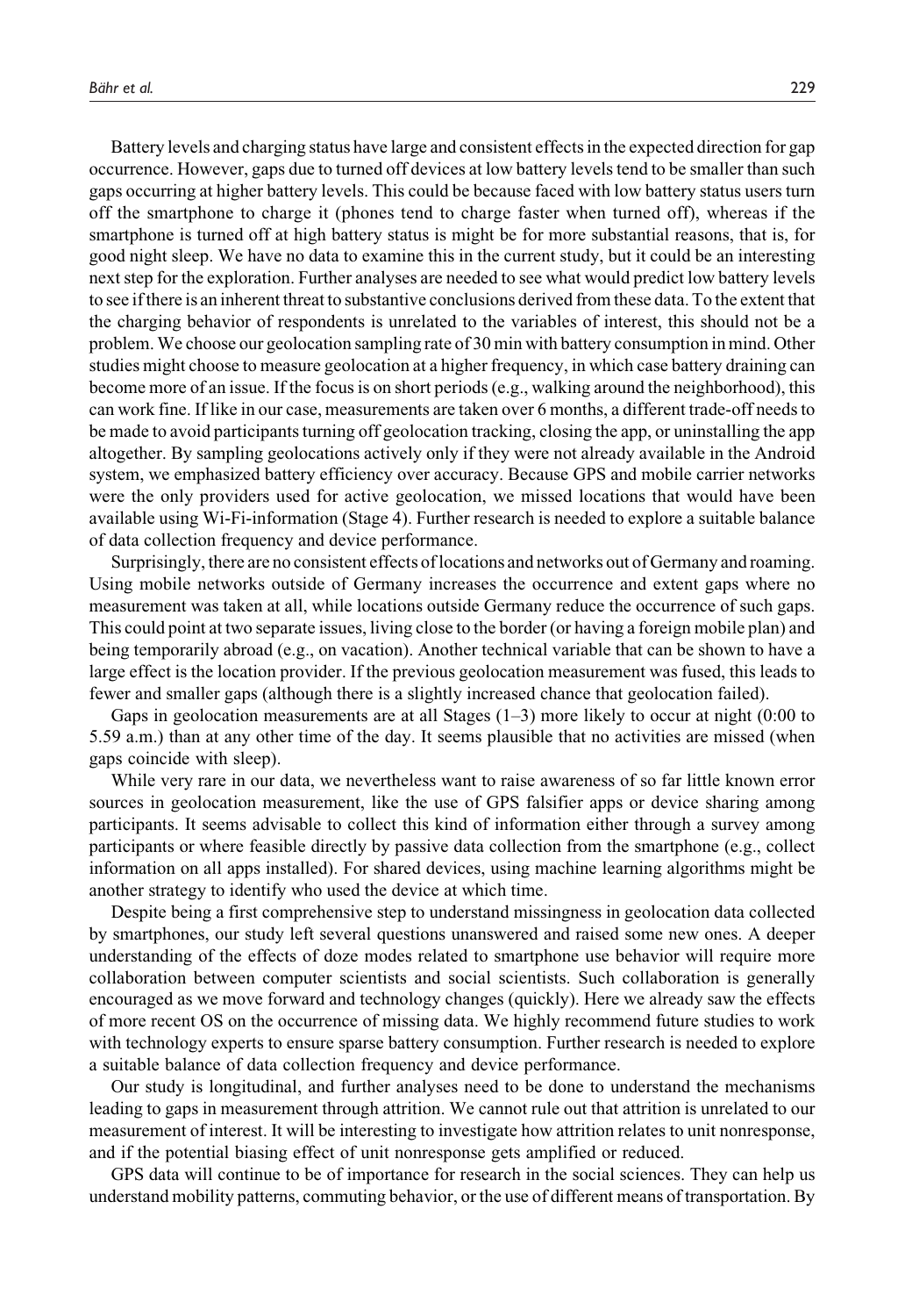Battery levels and charging status have large and consistent effects in the expected direction for gap occurrence. However, gaps due to turned off devices at low battery levels tend to be smaller than such gaps occurring at higher battery levels. This could be because faced with low battery status users turn off the smartphone to charge it (phones tend to charge faster when turned off), whereas if the smartphone is turned off at high battery status is might be for more substantial reasons, that is, for good night sleep. We have no data to examine this in the current study, but it could be an interesting next step for the exploration. Further analyses are needed to see what would predict low battery levels to see if there is an inherent threat to substantive conclusions derived from these data. To the extent that the charging behavior of respondents is unrelated to the variables of interest, this should not be a problem. We choose our geolocation sampling rate of 30 min with battery consumption in mind. Other studies might choose to measure geolocation at a higher frequency, in which case battery draining can become more of an issue. If the focus is on short periods (e.g., walking around the neighborhood), this can work fine. If like in our case, measurements are taken over 6 months, a different trade-off needs to be made to avoid participants turning off geolocation tracking, closing the app, or uninstalling the app altogether. By sampling geolocations actively only if they were not already available in the Android system, we emphasized battery efficiency over accuracy. Because GPS and mobile carrier networks were the only providers used for active geolocation, we missed locations that would have been available using Wi-Fi-information (Stage 4). Further research is needed to explore a suitable balance of data collection frequency and device performance.

Surprisingly, there are no consistent effects of locations and networks out of Germany and roaming. Using mobile networks outside of Germany increases the occurrence and extent gaps where no measurement was taken at all, while locations outside Germany reduce the occurrence of such gaps. This could point at two separate issues, living close to the border (or having a foreign mobile plan) and being temporarily abroad (e.g., on vacation). Another technical variable that can be shown to have a large effect is the location provider. If the previous geolocation measurement was fused, this leads to fewer and smaller gaps (although there is a slightly increased chance that geolocation failed).

Gaps in geolocation measurements are at all Stages (1–3) more likely to occur at night (0:00 to 5.59 a.m.) than at any other time of the day. It seems plausible that no activities are missed (when gaps coincide with sleep).

While very rare in our data, we nevertheless want to raise awareness of so far little known error sources in geolocation measurement, like the use of GPS falsifier apps or device sharing among participants. It seems advisable to collect this kind of information either through a survey among participants or where feasible directly by passive data collection from the smartphone (e.g., collect information on all apps installed). For shared devices, using machine learning algorithms might be another strategy to identify who used the device at which time.

Despite being a first comprehensive step to understand missingness in geolocation data collected by smartphones, our study left several questions unanswered and raised some new ones. A deeper understanding of the effects of doze modes related to smartphone use behavior will require more collaboration between computer scientists and social scientists. Such collaboration is generally encouraged as we move forward and technology changes (quickly). Here we already saw the effects of more recent OS on the occurrence of missing data. We highly recommend future studies to work with technology experts to ensure sparse battery consumption. Further research is needed to explore a suitable balance of data collection frequency and device performance.

Our study is longitudinal, and further analyses need to be done to understand the mechanisms leading to gaps in measurement through attrition. We cannot rule out that attrition is unrelated to our measurement of interest. It will be interesting to investigate how attrition relates to unit nonresponse, and if the potential biasing effect of unit nonresponse gets amplified or reduced.

GPS data will continue to be of importance for research in the social sciences. They can help us understand mobility patterns, commuting behavior, or the use of different means of transportation. By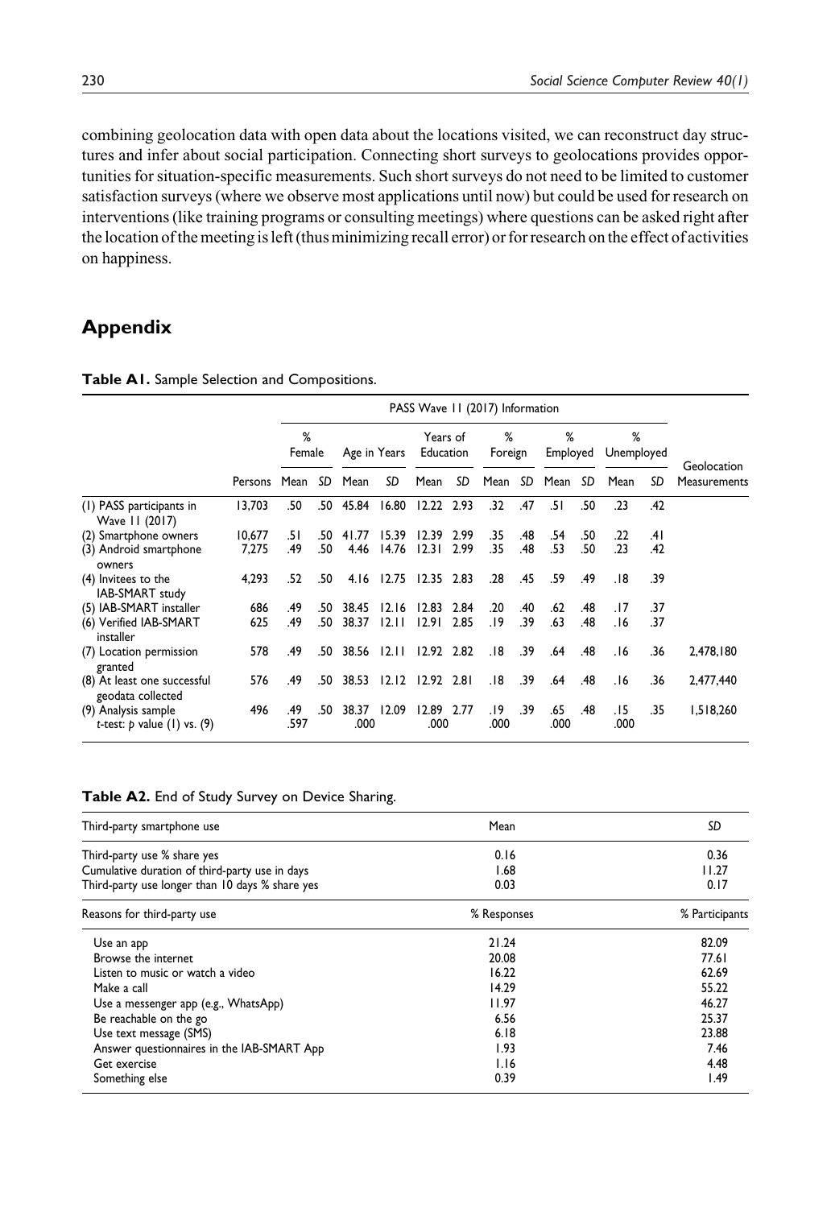combining geolocation data with open data about the locations visited, we can reconstruct day structures and infer about social participation. Connecting short surveys to geolocations provides opportunities for situation-specific measurements. Such short surveys do not need to be limited to customer satisfaction surveys (where we observe most applications until now) but could be used for research on interventions (like training programs or consulting meetings) where questions can be asked right after the location of the meeting is left (thus minimizing recall error) or for research on the effect of activities on happiness.

## Appendix

**Table A1.** Sample Selection and Compositions.

| | | PASS Wave 11 (2017) Information | | | | | | | | | | | | | | |
|---|---|---|---|---|---|---|---|---|---|---|---|---|---|---|
| | | % Female | | Age in Years | | Years of Education | | % Foreign | | % Employed | | % Unemployed | | Geolocation |
| | Persons | Mean | SD | Mean | SD | Mean | SD | Mean | SD | Mean | SD | Mean | SD | Measurements |
| (1) PASS participants in Wave 11 (2017) | 13,703 | .50 | .50 | 45.84 | 16.80 | 12.22 | 2.93 | .32 | .47 | .51 | .50 | .23 | .42 | |
| (2) Smartphone owners | 10,677 | .51 | .50 | 41.77 | 15.39 | 12.39 | 2.99 | .35 | .48 | .54 | .50 | .22 | .41 | |
| (3) Android smartphone owners | 7,275 | .49 | .50 | 4.46 | 14.76 | 12.31 | 2.99 | .35 | .48 | .53 | .50 | .23 | .42 | |
| (4) Invitees to the IAB-SMART study | 4,293 | .52 | .50 | 4.16 | 12.75 | 12.35 | 2.83 | .28 | .45 | .59 | .49 | .18 | .39 | |
| (5) IAB-SMART installer | 686 | .49 | .50 | 38.45 | 12.16 | 12.83 | 2.84 | .20 | .40 | .62 | .48 | .17 | .37 | |
| (6) Verified IAB-SMART installer | 625 | .49 | .50 | 38.37 | 12.11 | 12.91 | 2.85 | .19 | .39 | .63 | .48 | .16 | .37 | |
| (7) Location permission granted | 578 | .49 | .50 | 38.56 | 12.11 | 12.92 | 2.82 | .18 | .39 | .64 | .48 | .16 | .36 | 2,478,180 |
| (8) At least one successful geodata collected | 576 | .49 | .50 | 38.53 | 12.12 | 12.92 | 2.81 | .18 | .39 | .64 | .48 | .16 | .36 | 2,477,440 |
| (9) Analysis sample | 496 | .49 | .50 | 38.37 | 12.09 | 12.89 | 2.77 | .19 | .39 | .65 | .48 | .15 | .35 | 1,518,260 |
| *t*-test: *p* value (1) vs. (9) | | .597 | | .000 | | .000 | | .000 | | .000 | | .000 | | |

**Table A2.** End of Study Survey on Device Sharing.

| Third-party smartphone use | Mean | SD |
|---|---|---|
| Third-party use % share yes | 0.16 | 0.36 |
| Cumulative duration of third-party use in days | 1.68 | 11.27 |
| Third-party use longer than 10 days % share yes | 0.03 | 0.17 |
| **Reasons for third-party use** | **% Responses** | **% Participants** |
| Use an app | 21.24 | 82.09 |
| Browse the internet | 20.08 | 77.61 |
| Listen to music or watch a video | 16.22 | 62.69 |
| Make a call | 14.29 | 55.22 |
| Use a messenger app (e.g., WhatsApp) | 11.97 | 46.27 |
| Be reachable on the go | 6.56 | 25.37 |
| Use text message (SMS) | 6.18 | 23.88 |
| Answer questionnaires in the IAB-SMART App | 1.93 | 7.46 |
| Get exercise | 1.16 | 4.48 |
| Something else | 0.39 | 1.49 |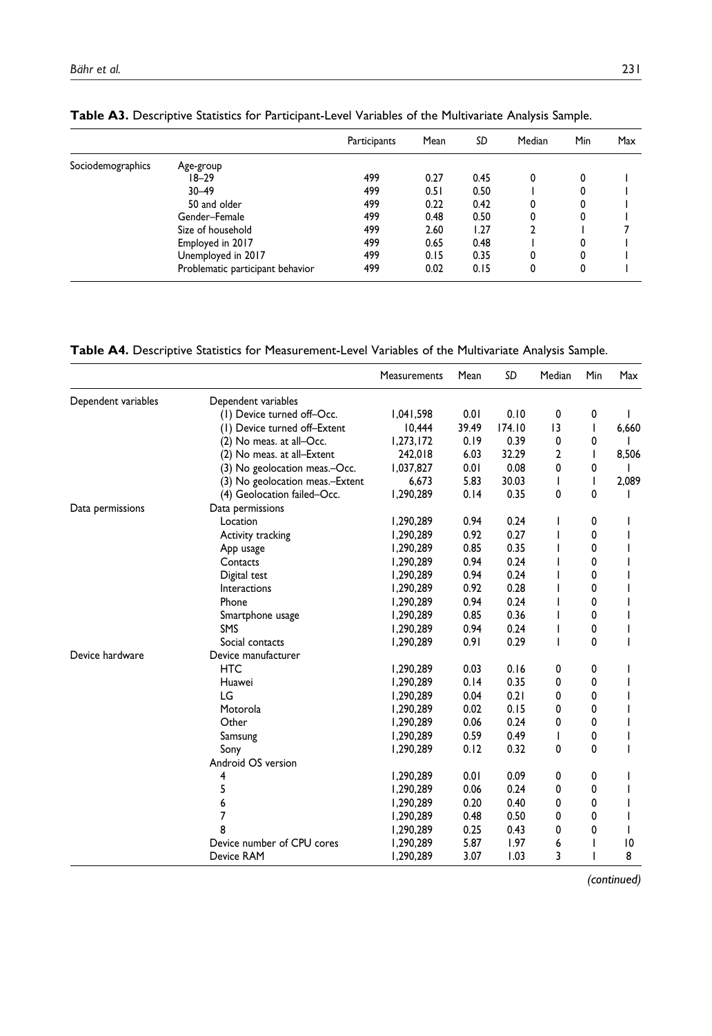**Table A3.** Descriptive Statistics for Participant-Level Variables of the Multivariate Analysis Sample.

| | | Participants | Mean | SD | Median | Min | Max |
|---|---|---|---|---|---|---|---|
| Sociodemographics | Age-group | | | | | | |
| | 18–29 | 499 | 0.27 | 0.45 | 0 | 0 | 1 |
| | 30–49 | 499 | 0.51 | 0.50 | 1 | 0 | 1 |
| | 50 and older | 499 | 0.22 | 0.42 | 0 | 0 | 1 |
| | Gender–Female | 499 | 0.48 | 0.50 | 0 | 0 | 1 |
| | Size of household | 499 | 2.60 | 1.27 | 2 | 1 | 7 |
| | Employed in 2017 | 499 | 0.65 | 0.48 | 1 | 0 | 1 |
| | Unemployed in 2017 | 499 | 0.15 | 0.35 | 0 | 0 | 1 |
| | Problematic participant behavior | 499 | 0.02 | 0.15 | 0 | 0 | 1 |

**Table A4.** Descriptive Statistics for Measurement-Level Variables of the Multivariate Analysis Sample.

| | | Measurements | Mean | SD | Median | Min | Max |
|---|---|---|---|---|---|---|---|
| Dependent variables | Dependent variables | | | | | | |
| | (1) Device turned off–Occ. | 1,041,598 | 0.01 | 0.10 | 0 | 0 | 1 |
| | (1) Device turned off–Extent | 10,444 | 39.49 | 174.10 | 13 | 1 | 6,660 |
| | (2) No meas. at all–Occ. | 1,273,172 | 0.19 | 0.39 | 0 | 0 | 1 |
| | (2) No meas. at all–Extent | 242,018 | 6.03 | 32.29 | 2 | 1 | 8,506 |
| | (3) No geolocation meas.–Occ. | 1,037,827 | 0.01 | 0.08 | 0 | 0 | 1 |
| | (3) No geolocation meas.–Extent | 6,673 | 5.83 | 30.03 | 1 | 1 | 2,089 |
| | (4) Geolocation failed–Occ. | 1,290,289 | 0.14 | 0.35 | 0 | 0 | 1 |
| Data permissions | Data permissions | | | | | | |
| | Location | 1,290,289 | 0.94 | 0.24 | 1 | 0 | 1 |
| | Activity tracking | 1,290,289 | 0.92 | 0.27 | 1 | 0 | 1 |
| | App usage | 1,290,289 | 0.85 | 0.35 | 1 | 0 | 1 |
| | Contacts | 1,290,289 | 0.94 | 0.24 | 1 | 0 | 1 |
| | Digital test | 1,290,289 | 0.94 | 0.24 | 1 | 0 | 1 |
| | Interactions | 1,290,289 | 0.92 | 0.28 | 1 | 0 | 1 |
| | Phone | 1,290,289 | 0.94 | 0.24 | 1 | 0 | 1 |
| | Smartphone usage | 1,290,289 | 0.85 | 0.36 | 1 | 0 | 1 |
| | SMS | 1,290,289 | 0.94 | 0.24 | 1 | 0 | 1 |
| | Social contacts | 1,290,289 | 0.91 | 0.29 | 1 | 0 | 1 |
| Device hardware | Device manufacturer | | | | | | |
| | HTC | 1,290,289 | 0.03 | 0.16 | 0 | 0 | 1 |
| | Huawei | 1,290,289 | 0.14 | 0.35 | 0 | 0 | 1 |
| | LG | 1,290,289 | 0.04 | 0.21 | 0 | 0 | 1 |
| | Motorola | 1,290,289 | 0.02 | 0.15 | 0 | 0 | 1 |
| | Other | 1,290,289 | 0.06 | 0.24 | 0 | 0 | 1 |
| | Samsung | 1,290,289 | 0.59 | 0.49 | 1 | 0 | 1 |
| | Sony | 1,290,289 | 0.12 | 0.32 | 0 | 0 | 1 |
| | Android OS version | | | | | | |
| | 4 | 1,290,289 | 0.01 | 0.09 | 0 | 0 | 1 |
| | 5 | 1,290,289 | 0.06 | 0.24 | 0 | 0 | 1 |
| | 6 | 1,290,289 | 0.20 | 0.40 | 0 | 0 | 1 |
| | 7 | 1,290,289 | 0.48 | 0.50 | 0 | 0 | 1 |
| | 8 | 1,290,289 | 0.25 | 0.43 | 0 | 0 | 1 |
| | Device number of CPU cores | 1,290,289 | 5.87 | 1.97 | 6 | 1 | 10 |
| | Device RAM | 1,290,289 | 3.07 | 1.03 | 3 | 1 | 8 |

*(continued)*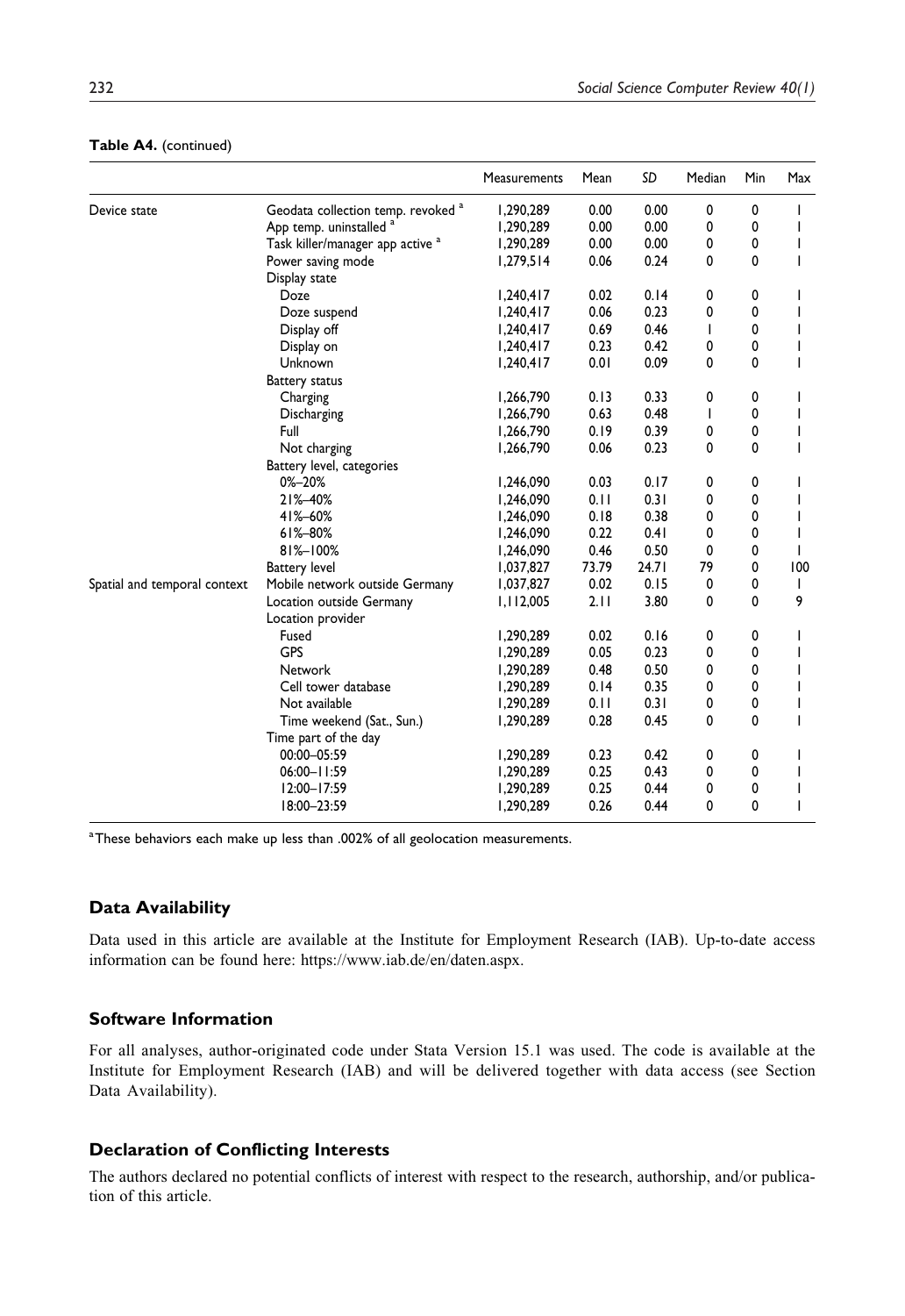**Table A4.** (continued)

| | | Measurements | Mean | SD | Median | Min | Max |
|---|---|---|---|---|---|---|---|
| Device state | Geodata collection temp. revoked [a] | 1,290,289 | 0.00 | 0.00 | 0 | 0 | 1 |
| | App temp. uninstalled [a] | 1,290,289 | 0.00 | 0.00 | 0 | 0 | 1 |
| | Task killer/manager app active [a] | 1,290,289 | 0.00 | 0.00 | 0 | 0 | 1 |
| | Power saving mode | 1,279,514 | 0.06 | 0.24 | 0 | 0 | 1 |
| | Display state | | | | | | |
| | Doze | 1,240,417 | 0.02 | 0.14 | 0 | 0 | 1 |
| | Doze suspend | 1,240,417 | 0.06 | 0.23 | 0 | 0 | 1 |
| | Display off | 1,240,417 | 0.69 | 0.46 | 1 | 0 | 1 |
| | Display on | 1,240,417 | 0.23 | 0.42 | 0 | 0 | 1 |
| | Unknown | 1,240,417 | 0.01 | 0.09 | 0 | 0 | 1 |
| | Battery status | | | | | | |
| | Charging | 1,266,790 | 0.13 | 0.33 | 0 | 0 | 1 |
| | Discharging | 1,266,790 | 0.63 | 0.48 | 1 | 0 | 1 |
| | Full | 1,266,790 | 0.19 | 0.39 | 0 | 0 | 1 |
| | Not charging | 1,266,790 | 0.06 | 0.23 | 0 | 0 | 1 |
| | Battery level, categories | | | | | | |
| | 0%–20% | 1,246,090 | 0.03 | 0.17 | 0 | 0 | 1 |
| | 21%–40% | 1,246,090 | 0.11 | 0.31 | 0 | 0 | 1 |
| | 41%–60% | 1,246,090 | 0.18 | 0.38 | 0 | 0 | 1 |
| | 61%–80% | 1,246,090 | 0.22 | 0.41 | 0 | 0 | 1 |
| | 81%–100% | 1,246,090 | 0.46 | 0.50 | 0 | 0 | 1 |
| | Battery level | 1,037,827 | 73.79 | 24.71 | 79 | 0 | 100 |
| Spatial and temporal context | Mobile network outside Germany | 1,037,827 | 0.02 | 0.15 | 0 | 0 | 1 |
| | Location outside Germany | 1,112,005 | 2.11 | 3.80 | 0 | 0 | 9 |
| | Location provider | | | | | | |
| | Fused | 1,290,289 | 0.02 | 0.16 | 0 | 0 | 1 |
| | GPS | 1,290,289 | 0.05 | 0.23 | 0 | 0 | 1 |
| | Network | 1,290,289 | 0.48 | 0.50 | 0 | 0 | 1 |
| | Cell tower database | 1,290,289 | 0.14 | 0.35 | 0 | 0 | 1 |
| | Not available | 1,290,289 | 0.11 | 0.31 | 0 | 0 | 1 |
| | Time weekend (Sat., Sun.) | 1,290,289 | 0.28 | 0.45 | 0 | 0 | 1 |
| | Time part of the day | | | | | | |
| | 00:00–05:59 | 1,290,289 | 0.23 | 0.42 | 0 | 0 | 1 |
| | 06:00–11:59 | 1,290,289 | 0.25 | 0.43 | 0 | 0 | 1 |
| | 12:00–17:59 | 1,290,289 | 0.25 | 0.44 | 0 | 0 | 1 |
| | 18:00–23:59 | 1,290,289 | 0.26 | 0.44 | 0 | 0 | 1 |

[a] These behaviors each make up less than .002% of all geolocation measurements.

## Data Availability

Data used in this article are available at the Institute for Employment Research (IAB). Up-to-date access information can be found here: https://www.iab.de/en/daten.aspx.

## Software Information

For all analyses, author-originated code under Stata Version 15.1 was used. The code is available at the Institute for Employment Research (IAB) and will be delivered together with data access (see Section Data Availability).

## Declaration of Conflicting Interests

The authors declared no potential conflicts of interest with respect to the research, authorship, and/or publication of this article.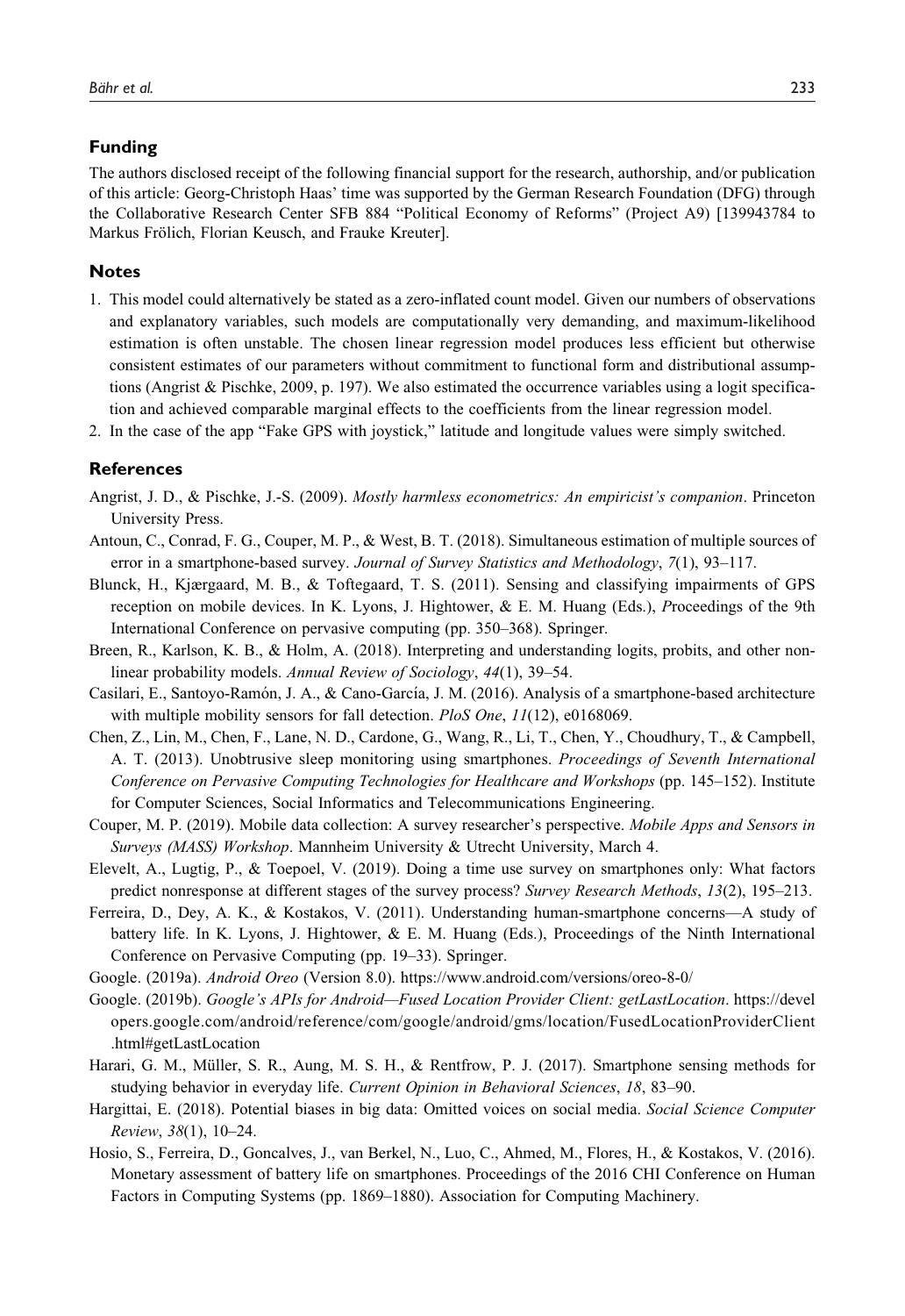## Funding

The authors disclosed receipt of the following financial support for the research, authorship, and/or publication of this article: Georg-Christoph Haas' time was supported by the German Research Foundation (DFG) through the Collaborative Research Center SFB 884 "Political Economy of Reforms" (Project A9) [139943784 to Markus Frölich, Florian Keusch, and Frauke Kreuter].

## Notes

1. This model could alternatively be stated as a zero-inflated count model. Given our numbers of observations and explanatory variables, such models are computationally very demanding, and maximum-likelihood estimation is often unstable. The chosen linear regression model produces less efficient but otherwise consistent estimates of our parameters without commitment to functional form and distributional assumptions (Angrist & Pischke, 2009, p. 197). We also estimated the occurrence variables using a logit specification and achieved comparable marginal effects to the coefficients from the linear regression model.
2. In the case of the app "Fake GPS with joystick," latitude and longitude values were simply switched.

## References

Angrist, J. D., & Pischke, J.-S. (2009). *Mostly harmless econometrics: An empiricist's companion*. Princeton University Press.

Antoun, C., Conrad, F. G., Couper, M. P., & West, B. T. (2018). Simultaneous estimation of multiple sources of error in a smartphone-based survey. *Journal of Survey Statistics and Methodology*, *7*(1), 93–117.

Blunck, H., Kjærgaard, M. B., & Toftegaard, T. S. (2011). Sensing and classifying impairments of GPS reception on mobile devices. In K. Lyons, J. Hightower, & E. M. Huang (Eds.), *P*roceedings of the 9th International Conference on pervasive computing (pp. 350–368). Springer.

Breen, R., Karlson, K. B., & Holm, A. (2018). Interpreting and understanding logits, probits, and other nonlinear probability models. *Annual Review of Sociology*, *44*(1), 39–54.

Casilari, E., Santoyo-Ramón, J. A., & Cano-García, J. M. (2016). Analysis of a smartphone-based architecture with multiple mobility sensors for fall detection. *PloS One*, *11*(12), e0168069.

Chen, Z., Lin, M., Chen, F., Lane, N. D., Cardone, G., Wang, R., Li, T., Chen, Y., Choudhury, T., & Campbell, A. T. (2013). Unobtrusive sleep monitoring using smartphones. *Proceedings of Seventh International Conference on Pervasive Computing Technologies for Healthcare and Workshops* (pp. 145–152). Institute for Computer Sciences, Social Informatics and Telecommunications Engineering.

Couper, M. P. (2019). Mobile data collection: A survey researcher's perspective. *Mobile Apps and Sensors in Surveys (MASS) Workshop*. Mannheim University & Utrecht University, March 4.

Elevelt, A., Lugtig, P., & Toepoel, V. (2019). Doing a time use survey on smartphones only: What factors predict nonresponse at different stages of the survey process? *Survey Research Methods*, *13*(2), 195–213.

Ferreira, D., Dey, A. K., & Kostakos, V. (2011). Understanding human-smartphone concerns—A study of battery life. In K. Lyons, J. Hightower, & E. M. Huang (Eds.), Proceedings of the Ninth International Conference on Pervasive Computing (pp. 19–33). Springer.

Google. (2019a). *Android Oreo* (Version 8.0). https://www.android.com/versions/oreo-8-0/

Google. (2019b). *Google's APIs for Android—Fused Location Provider Client: getLastLocation*. https://developers.google.com/android/reference/com/google/android/gms/location/FusedLocationProviderClient.html#getLastLocation

Harari, G. M., Müller, S. R., Aung, M. S. H., & Rentfrow, P. J. (2017). Smartphone sensing methods for studying behavior in everyday life. *Current Opinion in Behavioral Sciences*, *18*, 83–90.

Hargittai, E. (2018). Potential biases in big data: Omitted voices on social media. *Social Science Computer Review*, *38*(1), 10–24.

Hosio, S., Ferreira, D., Goncalves, J., van Berkel, N., Luo, C., Ahmed, M., Flores, H., & Kostakos, V. (2016). Monetary assessment of battery life on smartphones. Proceedings of the 2016 CHI Conference on Human Factors in Computing Systems (pp. 1869–1880). Association for Computing Machinery.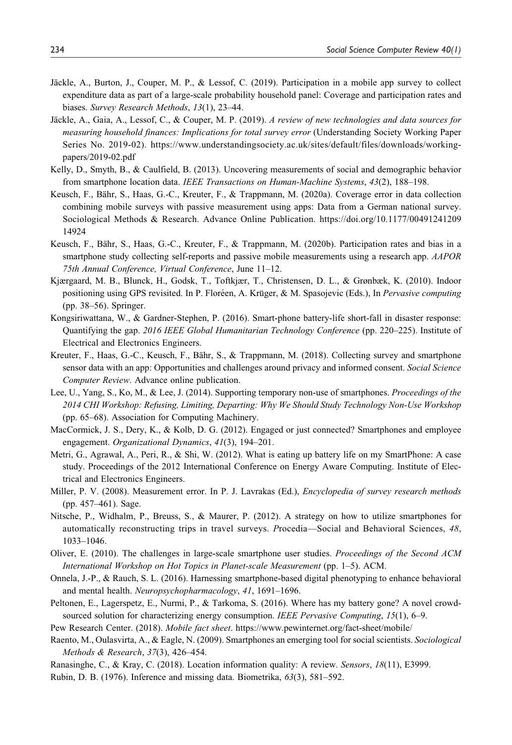Jäckle, A., Burton, J., Couper, M. P., & Lessof, C. (2019). Participation in a mobile app survey to collect expenditure data as part of a large-scale probability household panel: Coverage and participation rates and biases. *Survey Research Methods*, *13*(1), 23–44.

Jäckle, A., Gaia, A., Lessof, C., & Couper, M. P. (2019). *A review of new technologies and data sources for measuring household finances: Implications for total survey error* (Understanding Society Working Paper Series No. 2019-02). https://www.understandingsociety.ac.uk/sites/default/files/downloads/working-papers/2019-02.pdf

Kelly, D., Smyth, B., & Caulfield, B. (2013). Uncovering measurements of social and demographic behavior from smartphone location data. *IEEE Transactions on Human-Machine Systems*, *43*(2), 188–198.

Keusch, F., Bähr, S., Haas, G.-C., Kreuter, F., & Trappmann, M. (2020a). Coverage error in data collection combining mobile surveys with passive measurement using apps: Data from a German national survey. Sociological Methods & Research. Advance Online Publication. https://doi.org/10.1177/0049124120914924

Keusch, F., Bähr, S., Haas, G.-C., Kreuter, F., & Trappmann, M. (2020b). Participation rates and bias in a smartphone study collecting self-reports and passive mobile measurements using a research app. *AAPOR 75th Annual Conference, Virtual Conference*, June 11–12.

Kjærgaard, M. B., Blunck, H., Godsk, T., Toftkjær, T., Christensen, D. L., & Grønbæk, K. (2010). Indoor positioning using GPS revisited. In P. Floréen, A. Krüger, & M. Spasojevic (Eds.), In *Pervasive computing* (pp. 38–56). Springer.

Kongsiriwattana, W., & Gardner-Stephen, P. (2016). Smart-phone battery-life short-fall in disaster response: Quantifying the gap. *2016 IEEE Global Humanitarian Technology Conference* (pp. 220–225). Institute of Electrical and Electronics Engineers.

Kreuter, F., Haas, G.-C., Keusch, F., Bähr, S., & Trappmann, M. (2018). Collecting survey and smartphone sensor data with an app: Opportunities and challenges around privacy and informed consent. *Social Science Computer Review*. Advance online publication.

Lee, U., Yang, S., Ko, M., & Lee, J. (2014). Supporting temporary non-use of smartphones. *Proceedings of the 2014 CHI Workshop: Refusing, Limiting, Departing: Why We Should Study Technology Non-Use Workshop* (pp. 65–68). Association for Computing Machinery.

MacCormick, J. S., Dery, K., & Kolb, D. G. (2012). Engaged or just connected? Smartphones and employee engagement. *Organizational Dynamics*, *41*(3), 194–201.

Metri, G., Agrawal, A., Peri, R., & Shi, W. (2012). What is eating up battery life on my SmartPhone: A case study. Proceedings of the 2012 International Conference on Energy Aware Computing. Institute of Electrical and Electronics Engineers.

Miller, P. V. (2008). Measurement error. In P. J. Lavrakas (Ed.), *Encyclopedia of survey research methods* (pp. 457–461). Sage.

Nitsche, P., Widhalm, P., Breuss, S., & Maurer, P. (2012). A strategy on how to utilize smartphones for automatically reconstructing trips in travel surveys. *P*rocedia—Social and Behavioral Sciences, *48*, 1033–1046.

Oliver, E. (2010). The challenges in large-scale smartphone user studies. *Proceedings of the Second ACM International Workshop on Hot Topics in Planet-scale Measurement* (pp. 1–5). ACM.

Onnela, J.-P., & Rauch, S. L. (2016). Harnessing smartphone-based digital phenotyping to enhance behavioral and mental health. *Neuropsychopharmacology*, *41*, 1691–1696.

Peltonen, E., Lagerspetz, E., Nurmi, P., & Tarkoma, S. (2016). Where has my battery gone? A novel crowd-sourced solution for characterizing energy consumption. *IEEE Pervasive Computing*, *15*(1), 6–9.

Pew Research Center. (2018). *Mobile fact sheet*. https://www.pewinternet.org/fact-sheet/mobile/

Raento, M., Oulasvirta, A., & Eagle, N. (2009). Smartphones an emerging tool for social scientists. *Sociological Methods & Research*, *37*(3), 426–454.

Ranasinghe, C., & Kray, C. (2018). Location information quality: A review. *Sensors*, *18*(11), E3999.

Rubin, D. B. (1976). Inference and missing data. Biometrika, *63*(3), 581–592.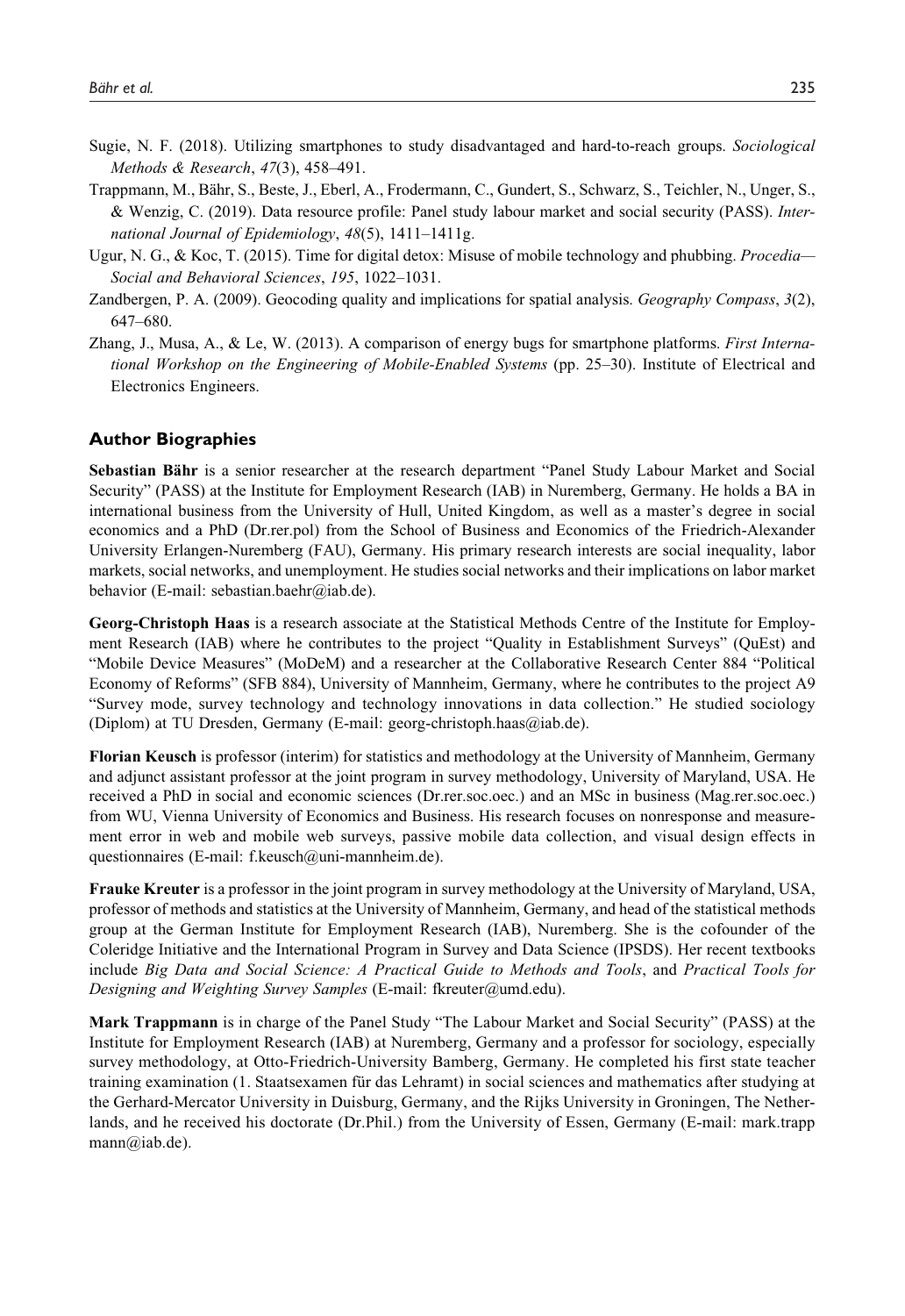Sugie, N. F. (2018). Utilizing smartphones to study disadvantaged and hard-to-reach groups. *Sociological Methods & Research*, *47*(3), 458–491.

Trappmann, M., Bähr, S., Beste, J., Eberl, A., Frodermann, C., Gundert, S., Schwarz, S., Teichler, N., Unger, S., & Wenzig, C. (2019). Data resource profile: Panel study labour market and social security (PASS). *International Journal of Epidemiology*, *48*(5), 1411–1411g.

Ugur, N. G., & Koc, T. (2015). Time for digital detox: Misuse of mobile technology and phubbing. *Procedia—Social and Behavioral Sciences*, *195*, 1022–1031.

Zandbergen, P. A. (2009). Geocoding quality and implications for spatial analysis. *Geography Compass*, *3*(2), 647–680.

Zhang, J., Musa, A., & Le, W. (2013). A comparison of energy bugs for smartphone platforms. *First International Workshop on the Engineering of Mobile-Enabled Systems* (pp. 25–30). Institute of Electrical and Electronics Engineers.

## Author Biographies

**Sebastian Bähr** is a senior researcher at the research department "Panel Study Labour Market and Social Security" (PASS) at the Institute for Employment Research (IAB) in Nuremberg, Germany. He holds a BA in international business from the University of Hull, United Kingdom, as well as a master's degree in social economics and a PhD (Dr.rer.pol) from the School of Business and Economics of the Friedrich-Alexander University Erlangen-Nuremberg (FAU), Germany. His primary research interests are social inequality, labor markets, social networks, and unemployment. He studies social networks and their implications on labor market behavior (E-mail: sebastian.baehr@iab.de).

**Georg-Christoph Haas** is a research associate at the Statistical Methods Centre of the Institute for Employment Research (IAB) where he contributes to the project "Quality in Establishment Surveys" (QuEst) and "Mobile Device Measures" (MoDeM) and a researcher at the Collaborative Research Center 884 "Political Economy of Reforms" (SFB 884), University of Mannheim, Germany, where he contributes to the project A9 "Survey mode, survey technology and technology innovations in data collection." He studied sociology (Diplom) at TU Dresden, Germany (E-mail: georg-christoph.haas@iab.de).

**Florian Keusch** is professor (interim) for statistics and methodology at the University of Mannheim, Germany and adjunct assistant professor at the joint program in survey methodology, University of Maryland, USA. He received a PhD in social and economic sciences (Dr.rer.soc.oec.) and an MSc in business (Mag.rer.soc.oec.) from WU, Vienna University of Economics and Business. His research focuses on nonresponse and measurement error in web and mobile web surveys, passive mobile data collection, and visual design effects in questionnaires (E-mail: f.keusch@uni-mannheim.de).

**Frauke Kreuter** is a professor in the joint program in survey methodology at the University of Maryland, USA, professor of methods and statistics at the University of Mannheim, Germany, and head of the statistical methods group at the German Institute for Employment Research (IAB), Nuremberg. She is the cofounder of the Coleridge Initiative and the International Program in Survey and Data Science (IPSDS). Her recent textbooks include *Big Data and Social Science: A Practical Guide to Methods and Tools*, and *Practical Tools for Designing and Weighting Survey Samples* (E-mail: fkreuter@umd.edu).

**Mark Trappmann** is in charge of the Panel Study "The Labour Market and Social Security" (PASS) at the Institute for Employment Research (IAB) at Nuremberg, Germany and a professor for sociology, especially survey methodology, at Otto-Friedrich-University Bamberg, Germany. He completed his first state teacher training examination (1. Staatsexamen für das Lehramt) in social sciences and mathematics after studying at the Gerhard-Mercator University in Duisburg, Germany, and the Rijks University in Groningen, The Netherlands, and he received his doctorate (Dr.Phil.) from the University of Essen, Germany (E-mail: mark.trappmann@iab.de).